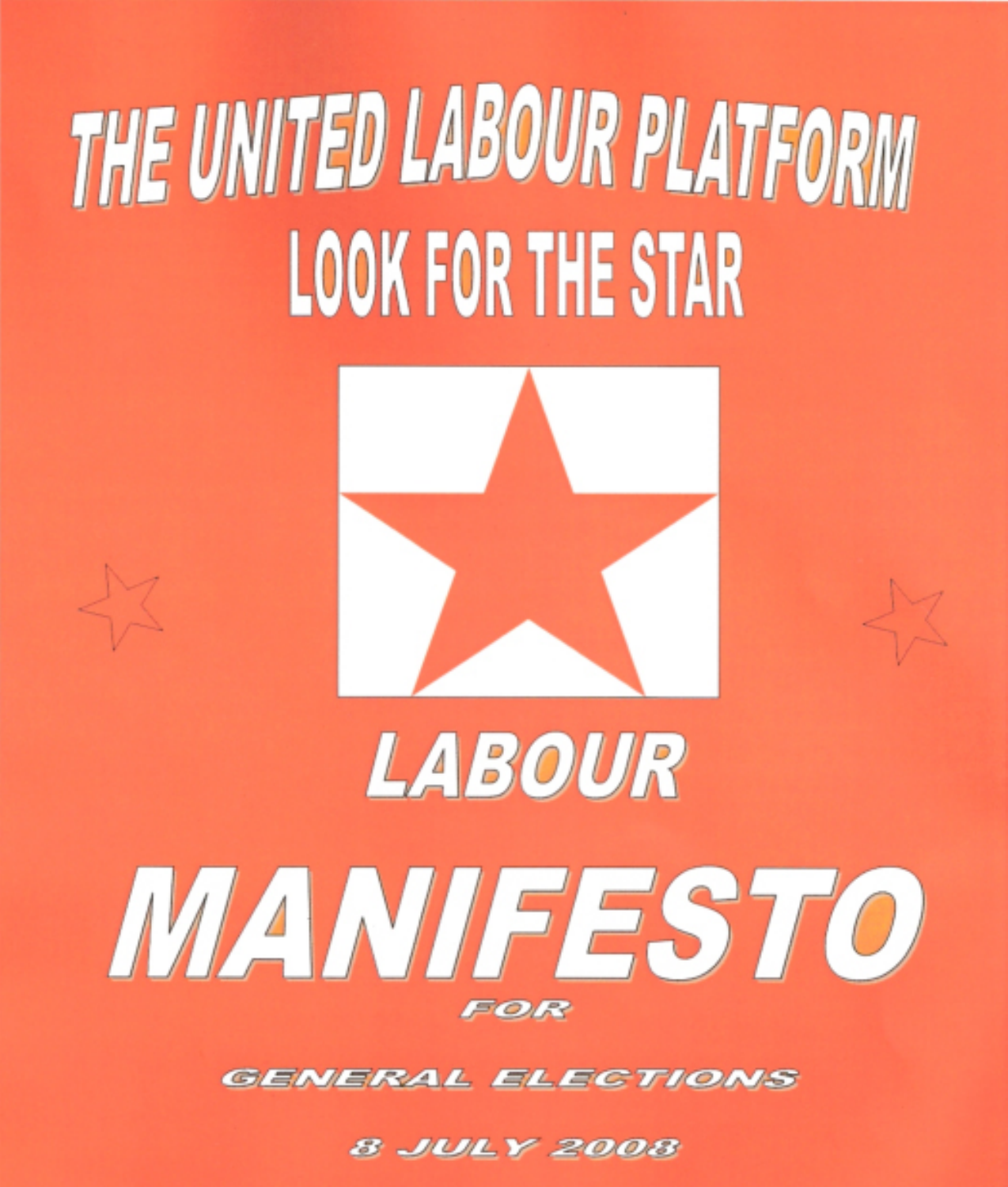# THE UNITED LABOUR PLATFORM

## LOOK FOR THE STAR

## LABOUR

# MANIFESTO

FOR

GENERAL ELECTIONS

8 JULY 2008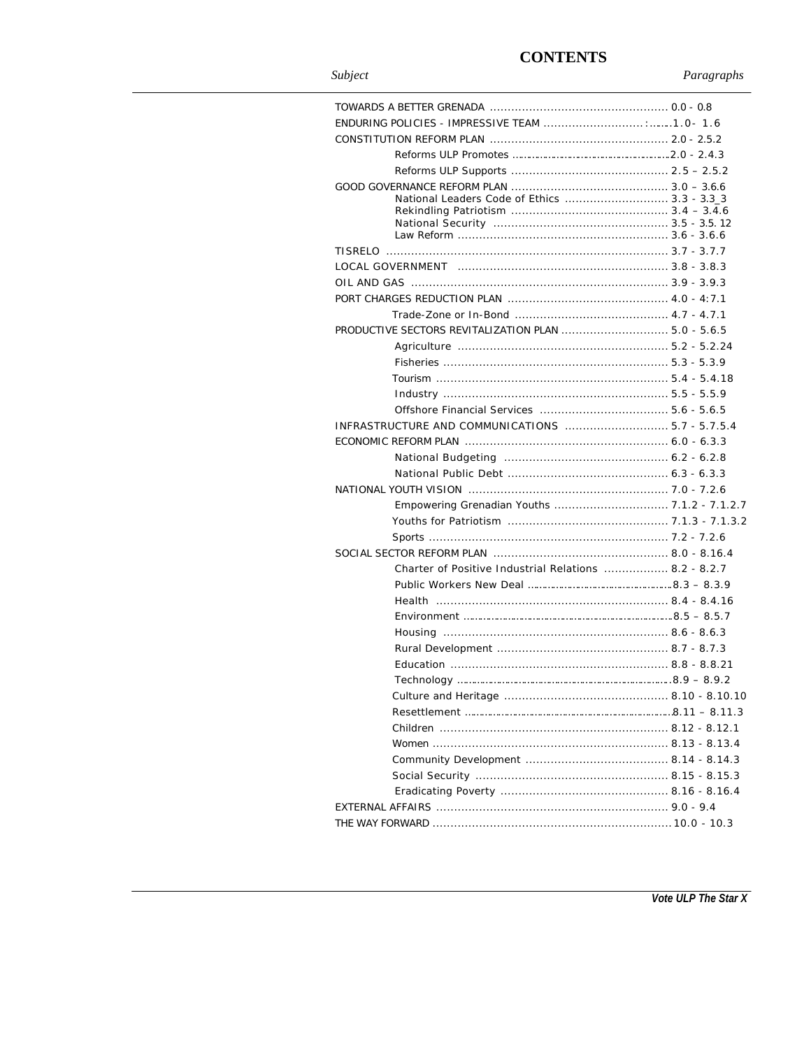# CONTENTS

| *Subject* | *Paragraphs* |
|---|---|
| TOWARDS A BETTER GRENADA | 0.0 - 0.8 |
| ENDURING POLICIES - IMPRESSIVE TEAM | 1.0- 1.6 |
| CONSTITUTION REFORM PLAN | 2.0 - 2.5.2 |
| Reforms ULP Promotes | 2.0 - 2.4.3 |
| Reforms ULP Supports | 2.5 – 2.5.2 |
| GOOD GOVERNANCE REFORM PLAN | 3.0 – 3.6.6 |
| National Leaders Code of Ethics | 3.3 - 3.3_3 |
| Rekindling Patriotism | 3.4 – 3.4.6 |
| National Security | 3.5 - 3.5. 12 |
| Law Reform | 3.6 - 3.6.6 |
| TISRELO | 3.7 - 3.7.7 |
| LOCAL GOVERNMENT | 3.8 - 3.8.3 |
| OIL AND GAS | 3.9 - 3.9.3 |
| PORT CHARGES REDUCTION PLAN | 4.0 - 4:7.1 |
| Trade-Zone or In-Bond | 4.7 - 4.7.1 |
| PRODUCTIVE SECTORS REVITALIZATION PLAN | 5.0 - 5.6.5 |
| Agriculture | 5.2 - 5.2.24 |
| Fisheries | 5.3 - 5.3.9 |
| Tourism | 5.4 - 5.4.18 |
| Industry | 5.5 - 5.5.9 |
| Offshore Financial Services | 5.6 - 5.6.5 |
| INFRASTRUCTURE AND COMMUNICATIONS | 5.7 - 5.7.5.4 |
| ECONOMIC REFORM PLAN | 6.0 - 6.3.3 |
| National Budgeting | 6.2 - 6.2.8 |
| National Public Debt | 6.3 - 6.3.3 |
| NATIONAL YOUTH VISION | 7.0 - 7.2.6 |
| Empowering Grenadian Youths | 7.1.2 - 7.1.2.7 |
| Youths for Patriotism | 7.1.3 - 7.1.3.2 |
| Sports | 7.2 - 7.2.6 |
| SOCIAL SECTOR REFORM PLAN | 8.0 - 8.16.4 |
| Charter of Positive Industrial Relations | 8.2 - 8.2.7 |
| Public Workers New Deal | 8.3 – 8.3.9 |
| Health | 8.4 - 8.4.16 |
| Environment | 8.5 – 8.5.7 |
| Housing | 8.6 - 8.6.3 |
| Rural Development | 8.7 - 8.7.3 |
| Education | 8.8 - 8.8.21 |
| Technology | 8.9 – 8.9.2 |
| Culture and Heritage | 8.10 - 8.10.10 |
| Resettlement | 8.11 – 8.11.3 |
| Children | 8.12 - 8.12.1 |
| Women | 8.13 - 8.13.4 |
| Community Development | 8.14 - 8.14.3 |
| Social Security | 8.15 - 8.15.3 |
| Eradicating Poverty | 8.16 - 8.16.4 |
| EXTERNAL AFFAIRS | 9.0 - 9.4 |
| THE WAY FORWARD | 10.0 - 10.3 |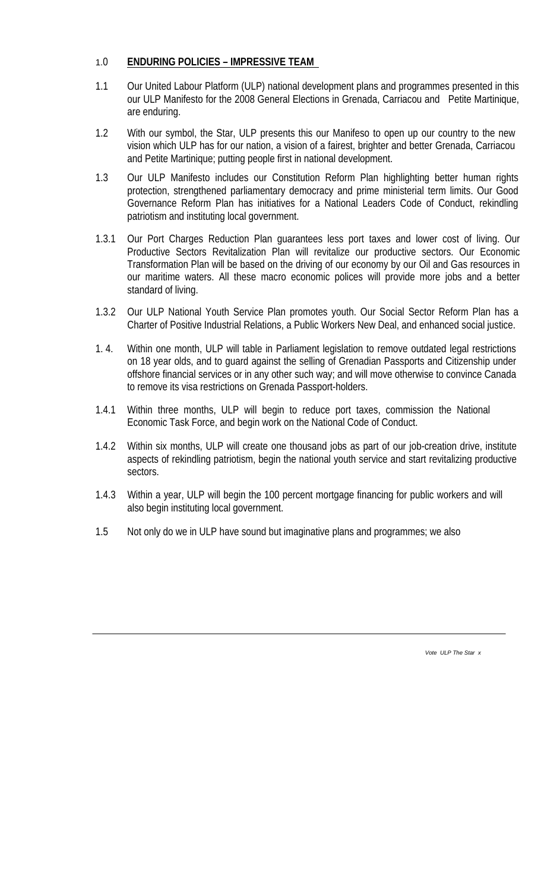## 1.0 **ENDURING POLICIES – IMPRESSIVE TEAM**

1.1 Our United Labour Platform (ULP) national development plans and programmes presented in this our ULP Manifesto for the 2008 General Elections in Grenada, Carriacou and Petite Martinique, are enduring.

1.2 With our symbol, the Star, ULP presents this our Manifeso to open up our country to the new vision which ULP has for our nation, a vision of a fairest, brighter and better Grenada, Carriacou and Petite Martinique; putting people first in national development.

1.3 Our ULP Manifesto includes our Constitution Reform Plan highlighting better human rights protection, strengthened parliamentary democracy and prime ministerial term limits. Our Good Governance Reform Plan has initiatives for a National Leaders Code of Conduct, rekindling patriotism and instituting local government.

1.3.1 Our Port Charges Reduction Plan guarantees less port taxes and lower cost of living. Our Productive Sectors Revitalization Plan will revitalize our productive sectors. Our Economic Transformation Plan will be based on the driving of our economy by our Oil and Gas resources in our maritime waters. All these macro economic polices will provide more jobs and a better standard of living.

1.3.2 Our ULP National Youth Service Plan promotes youth. Our Social Sector Reform Plan has a Charter of Positive Industrial Relations, a Public Workers New Deal, and enhanced social justice.

1. 4. Within one month, ULP will table in Parliament legislation to remove outdated legal restrictions on 18 year olds, and to guard against the selling of Grenadian Passports and Citizenship under offshore financial services or in any other such way; and will move otherwise to convince Canada to remove its visa restrictions on Grenada Passport-holders.

1.4.1 Within three months, ULP will begin to reduce port taxes, commission the National Economic Task Force, and begin work on the National Code of Conduct.

1.4.2 Within six months, ULP will create one thousand jobs as part of our job-creation drive, institute aspects of rekindling patriotism, begin the national youth service and start revitalizing productive sectors.

1.4.3 Within a year, ULP will begin the 100 percent mortgage financing for public workers and will also begin instituting local government.

1.5 Not only do we in ULP have sound but imaginative plans and programmes; we also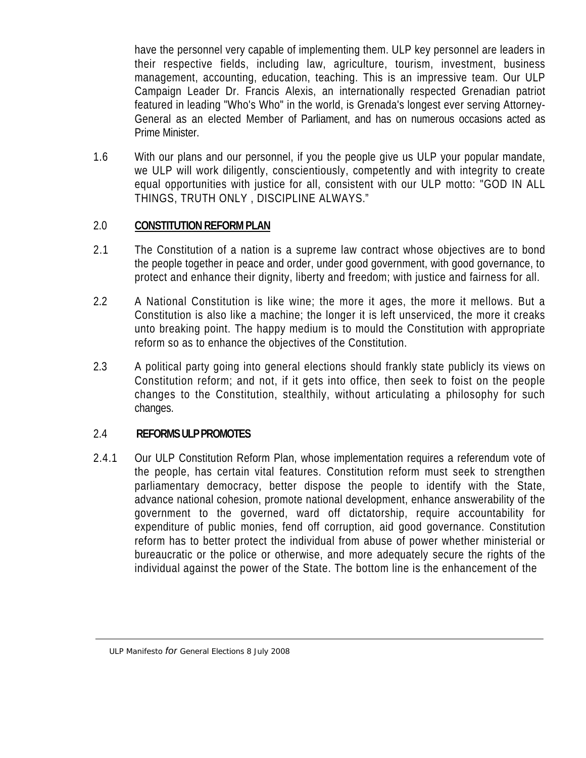have the personnel very capable of implementing them. ULP key personnel are leaders in their respective fields, including law, agriculture, tourism, investment, business management, accounting, education, teaching. This is an impressive team. Our ULP Campaign Leader Dr. Francis Alexis, an internationally respected Grenadian patriot featured in leading "Who's Who" in the world, is Grenada's longest ever serving Attorney-General as an elected Member of Parliament, and has on numerous occasions acted as Prime Minister.

1.6 With our plans and our personnel, if you the people give us ULP your popular mandate, we ULP will work diligently, conscientiously, competently and with integrity to create equal opportunities with justice for all, consistent with our ULP motto: "GOD IN ALL THINGS, TRUTH ONLY , DISCIPLINE ALWAYS."

## 2.0 **CONSTITUTION REFORM PLAN**

2.1 The Constitution of a nation is a supreme law contract whose objectives are to bond the people together in peace and order, under good government, with good governance, to protect and enhance their dignity, liberty and freedom; with justice and fairness for all.

2.2 A National Constitution is like wine; the more it ages, the more it mellows. But a Constitution is also like a machine; the longer it is left unserviced, the more it creaks unto breaking point. The happy medium is to mould the Constitution with appropriate reform so as to enhance the objectives of the Constitution.

2.3 A political party going into general elections should frankly state publicly its views on Constitution reform; and not, if it gets into office, then seek to foist on the people changes to the Constitution, stealthily, without articulating a philosophy for such changes.

### 2.4 **REFORMS ULP PROMOTES**

2.4.1 Our ULP Constitution Reform Plan, whose implementation requires a referendum vote of the people, has certain vital features. Constitution reform must seek to strengthen parliamentary democracy, better dispose the people to identify with the State, advance national cohesion, promote national development, enhance answerability of the government to the governed, ward off dictatorship, require accountability for expenditure of public monies, fend off corruption, aid good governance. Constitution reform has to better protect the individual from abuse of power whether ministerial or bureaucratic or the police or otherwise, and more adequately secure the rights of the individual against the power of the State. The bottom line is the enhancement of the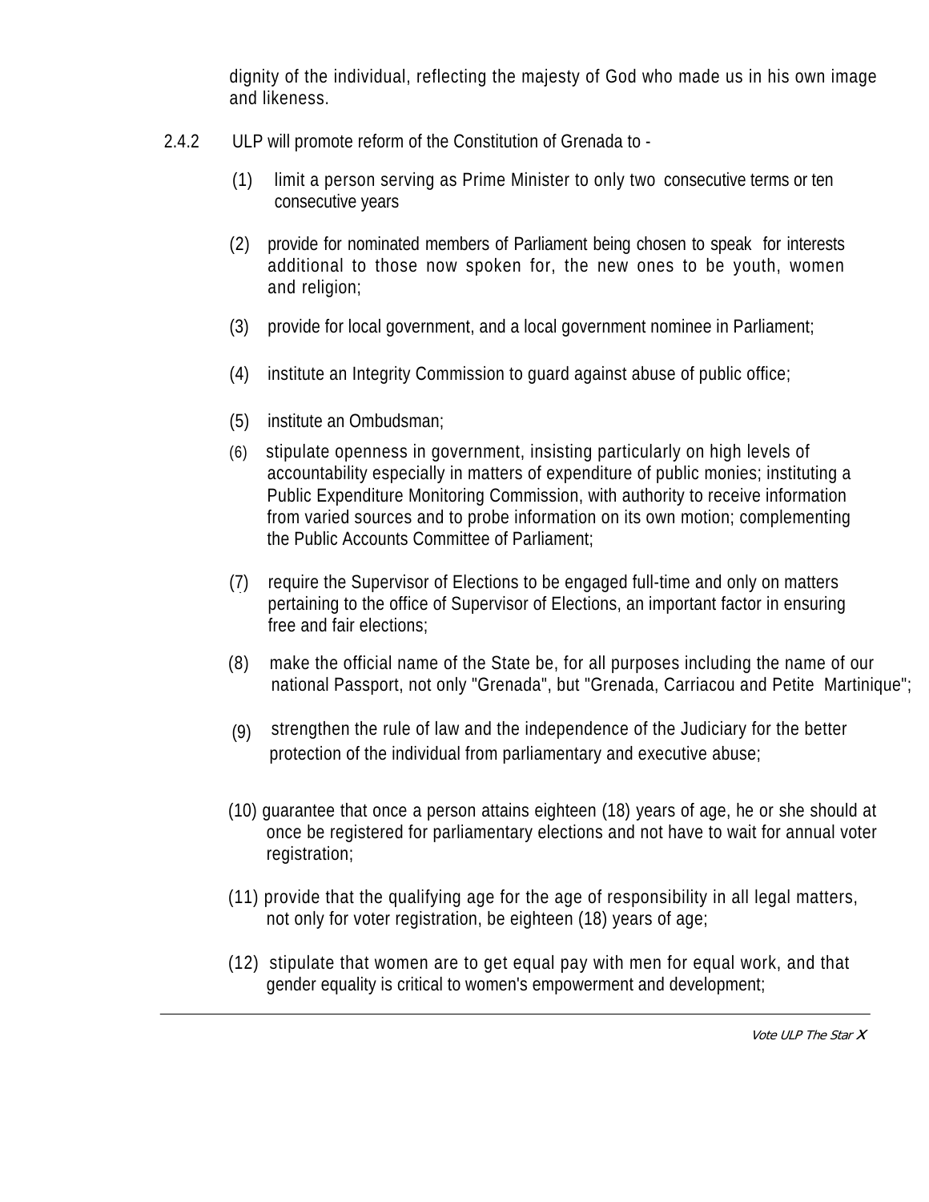dignity of the individual, reflecting the majesty of God who made us in his own image and likeness.

2.4.2 ULP will promote reform of the Constitution of Grenada to -

(1) limit a person serving as Prime Minister to only two consecutive terms or ten consecutive years

(2) provide for nominated members of Parliament being chosen to speak for interests additional to those now spoken for, the new ones to be youth, women and religion;

(3) provide for local government, and a local government nominee in Parliament;

(4) institute an Integrity Commission to guard against abuse of public office;

(5) institute an Ombudsman;

(6) stipulate openness in government, insisting particularly on high levels of accountability especially in matters of expenditure of public monies; instituting a Public Expenditure Monitoring Commission, with authority to receive information from varied sources and to probe information on its own motion; complementing the Public Accounts Committee of Parliament;

(7) require the Supervisor of Elections to be engaged full-time and only on matters pertaining to the office of Supervisor of Elections, an important factor in ensuring free and fair elections;

(8) make the official name of the State be, for all purposes including the name of our national Passport, not only "Grenada", but "Grenada, Carriacou and Petite Martinique";

(9) strengthen the rule of law and the independence of the Judiciary for the better protection of the individual from parliamentary and executive abuse;

(10) guarantee that once a person attains eighteen (18) years of age, he or she should at once be registered for parliamentary elections and not have to wait for annual voter registration;

(11) provide that the qualifying age for the age of responsibility in all legal matters, not only for voter registration, be eighteen (18) years of age;

(12) stipulate that women are to get equal pay with men for equal work, and that gender equality is critical to women's empowerment and development;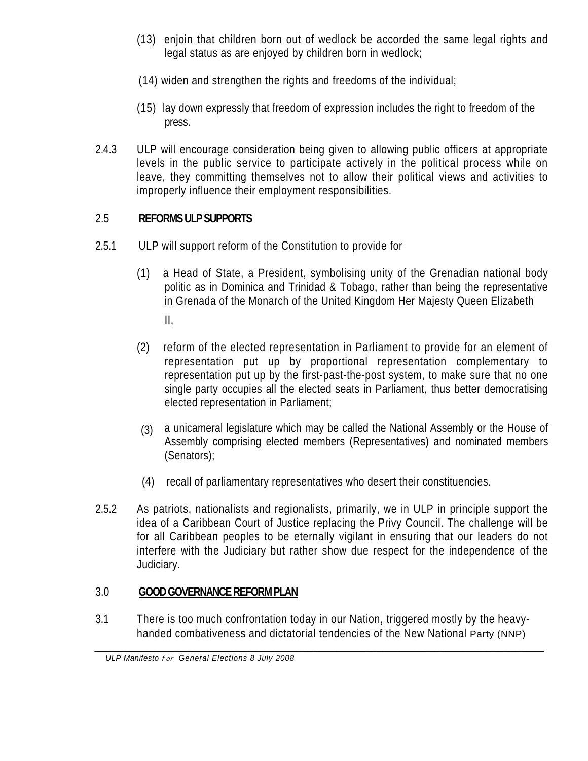(13) enjoin that children born out of wedlock be accorded the same legal rights and legal status as are enjoyed by children born in wedlock;

(14) widen and strengthen the rights and freedoms of the individual;

(15) lay down expressly that freedom of expression includes the right to freedom of the press.

2.4.3 ULP will encourage consideration being given to allowing public officers at appropriate levels in the public service to participate actively in the political process while on leave, they committing themselves not to allow their political views and activities to improperly influence their employment responsibilities.

## 2.5 REFORMS ULP SUPPORTS

2.5.1 ULP will support reform of the Constitution to provide for

(1) a Head of State, a President, symbolising unity of the Grenadian national body politic as in Dominica and Trinidad & Tobago, rather than being the representative in Grenada of the Monarch of the United Kingdom Her Majesty Queen Elizabeth II,

(2) reform of the elected representation in Parliament to provide for an element of representation put up by proportional representation complementary to representation put up by the first-past-the-post system, to make sure that no one single party occupies all the elected seats in Parliament, thus better democratising elected representation in Parliament;

(3) a unicameral legislature which may be called the National Assembly or the House of Assembly comprising elected members (Representatives) and nominated members (Senators);

(4) recall of parliamentary representatives who desert their constituencies.

2.5.2 As patriots, nationalists and regionalists, primarily, we in ULP in principle support the idea of a Caribbean Court of Justice replacing the Privy Council. The challenge will be for all Caribbean peoples to be eternally vigilant in ensuring that our leaders do not interfere with the Judiciary but rather show due respect for the independence of the Judiciary.

## 3.0 GOOD GOVERNANCE REFORM PLAN

3.1 There is too much confrontation today in our Nation, triggered mostly by the heavy-handed combativeness and dictatorial tendencies of the New National Party (NNP)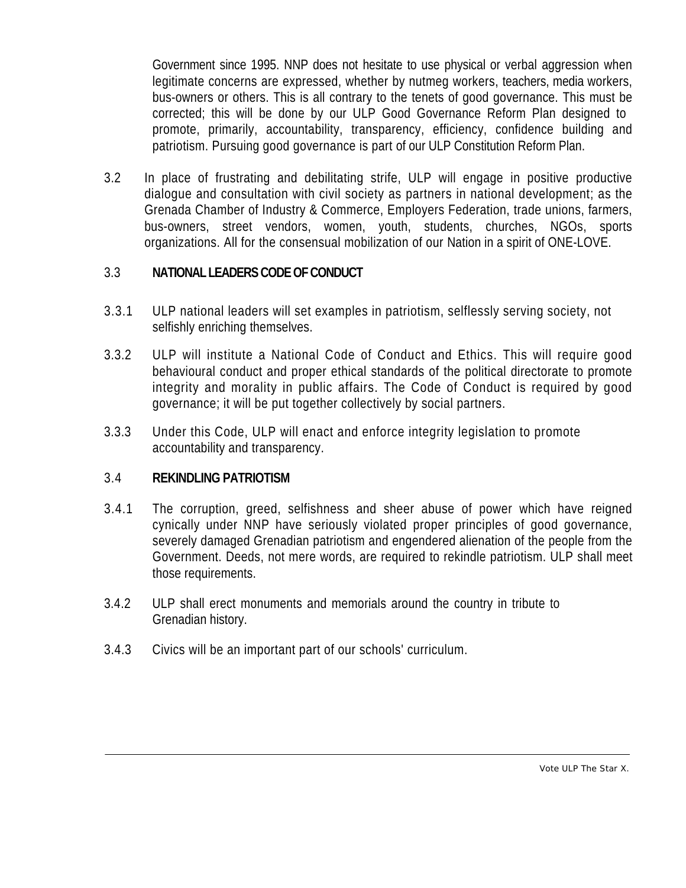Government since 1995. NNP does not hesitate to use physical or verbal aggression when legitimate concerns are expressed, whether by nutmeg workers, teachers, media workers, bus-owners or others. This is all contrary to the tenets of good governance. This must be corrected; this will be done by our ULP Good Governance Reform Plan designed to promote, primarily, accountability, transparency, efficiency, confidence building and patriotism. Pursuing good governance is part of our ULP Constitution Reform Plan.

3.2 In place of frustrating and debilitating strife, ULP will engage in positive productive dialogue and consultation with civil society as partners in national development; as the Grenada Chamber of Industry & Commerce, Employers Federation, trade unions, farmers, bus-owners, street vendors, women, youth, students, churches, NGOs, sports organizations. All for the consensual mobilization of our Nation in a spirit of ONE-LOVE.

### 3.3 NATIONAL LEADERS CODE OF CONDUCT

3.3.1 ULP national leaders will set examples in patriotism, selflessly serving society, not selfishly enriching themselves.

3.3.2 ULP will institute a National Code of Conduct and Ethics. This will require good behavioural conduct and proper ethical standards of the political directorate to promote integrity and morality in public affairs. The Code of Conduct is required by good governance; it will be put together collectively by social partners.

3.3.3 Under this Code, ULP will enact and enforce integrity legislation to promote accountability and transparency.

### 3.4 REKINDLING PATRIOTISM

3.4.1 The corruption, greed, selfishness and sheer abuse of power which have reigned cynically under NNP have seriously violated proper principles of good governance, severely damaged Grenadian patriotism and engendered alienation of the people from the Government. Deeds, not mere words, are required to rekindle patriotism. ULP shall meet those requirements.

3.4.2 ULP shall erect monuments and memorials around the country in tribute to Grenadian history.

3.4.3 Civics will be an important part of our schools' curriculum.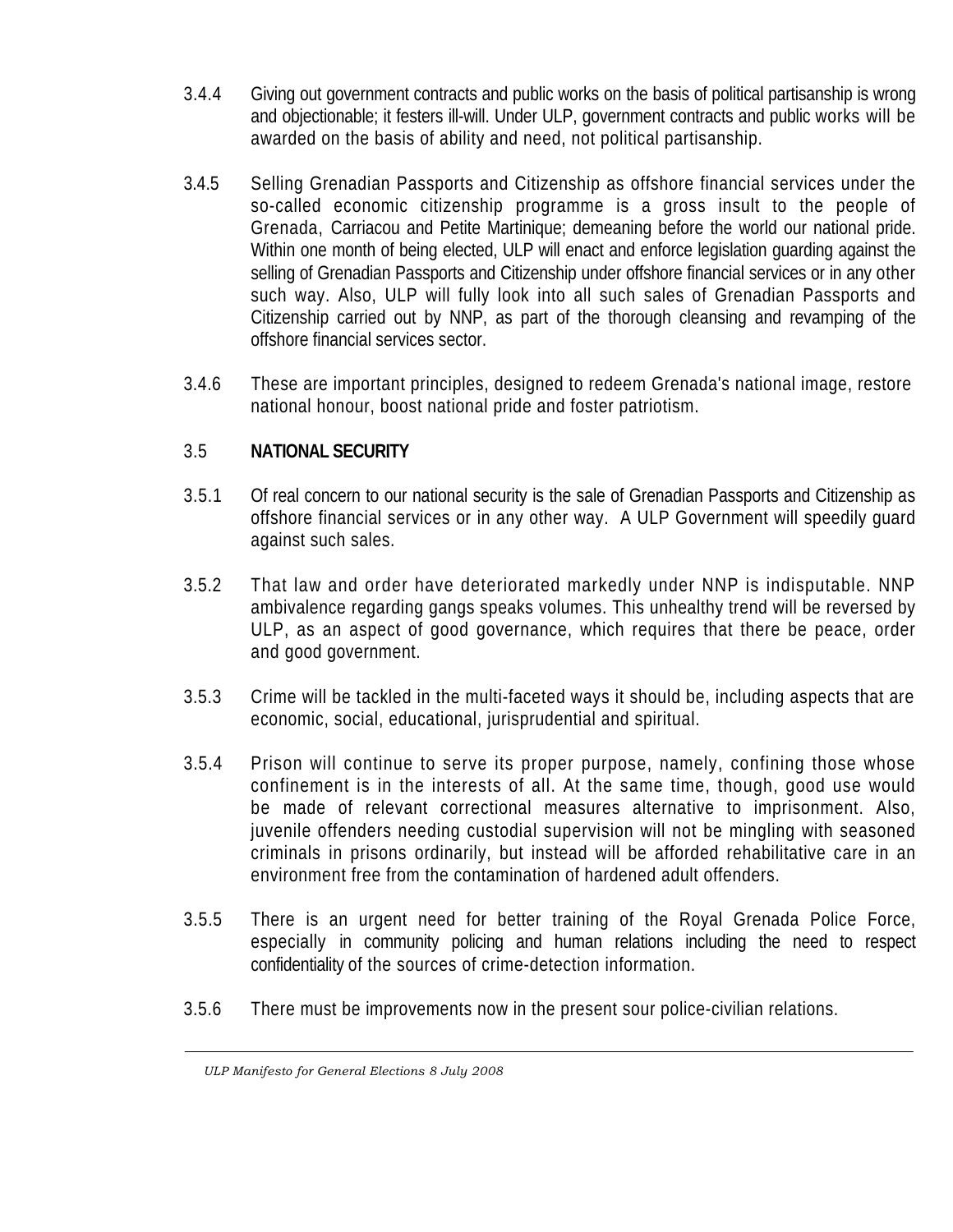3.4.4 Giving out government contracts and public works on the basis of political partisanship is wrong and objectionable; it festers ill-will. Under ULP, government contracts and public works will be awarded on the basis of ability and need, not political partisanship.

3.4.5 Selling Grenadian Passports and Citizenship as offshore financial services under the so-called economic citizenship programme is a gross insult to the people of Grenada, Carriacou and Petite Martinique; demeaning before the world our national pride. Within one month of being elected, ULP will enact and enforce legislation guarding against the selling of Grenadian Passports and Citizenship under offshore financial services or in any other such way. Also, ULP will fully look into all such sales of Grenadian Passports and Citizenship carried out by NNP, as part of the thorough cleansing and revamping of the offshore financial services sector.

3.4.6 These are important principles, designed to redeem Grenada's national image, restore national honour, boost national pride and foster patriotism.

### 3.5 NATIONAL SECURITY

3.5.1 Of real concern to our national security is the sale of Grenadian Passports and Citizenship as offshore financial services or in any other way. A ULP Government will speedily guard against such sales.

3.5.2 That law and order have deteriorated markedly under NNP is indisputable. NNP ambivalence regarding gangs speaks volumes. This unhealthy trend will be reversed by ULP, as an aspect of good governance, which requires that there be peace, order and good government.

3.5.3 Crime will be tackled in the multi-faceted ways it should be, including aspects that are economic, social, educational, jurisprudential and spiritual.

3.5.4 Prison will continue to serve its proper purpose, namely, confining those whose confinement is in the interests of all. At the same time, though, good use would be made of relevant correctional measures alternative to imprisonment. Also, juvenile offenders needing custodial supervision will not be mingling with seasoned criminals in prisons ordinarily, but instead will be afforded rehabilitative care in an environment free from the contamination of hardened adult offenders.

3.5.5 There is an urgent need for better training of the Royal Grenada Police Force, especially in community policing and human relations including the need to respect confidentiality of the sources of crime-detection information.

3.5.6 There must be improvements now in the present sour police-civilian relations.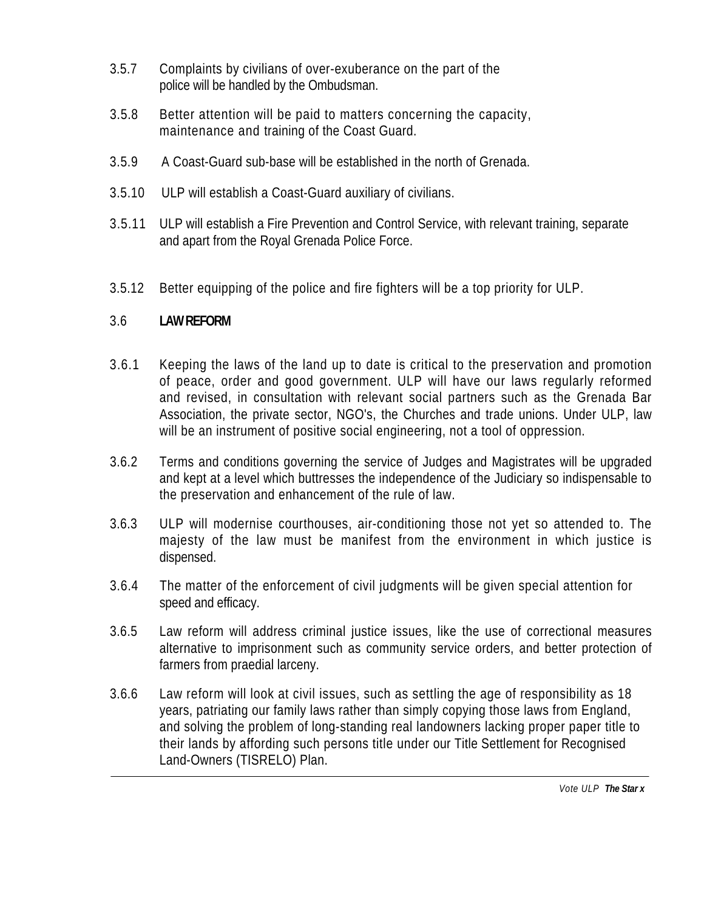3.5.7 Complaints by civilians of over-exuberance on the part of the police will be handled by the Ombudsman.

3.5.8 Better attention will be paid to matters concerning the capacity, maintenance and training of the Coast Guard.

3.5.9 A Coast-Guard sub-base will be established in the north of Grenada.

3.5.10 ULP will establish a Coast-Guard auxiliary of civilians.

3.5.11 ULP will establish a Fire Prevention and Control Service, with relevant training, separate and apart from the Royal Grenada Police Force.

3.5.12 Better equipping of the police and fire fighters will be a top priority for ULP.

### 3.6 LAW REFORM

3.6.1 Keeping the laws of the land up to date is critical to the preservation and promotion of peace, order and good government. ULP will have our laws regularly reformed and revised, in consultation with relevant social partners such as the Grenada Bar Association, the private sector, NGO's, the Churches and trade unions. Under ULP, law will be an instrument of positive social engineering, not a tool of oppression.

3.6.2 Terms and conditions governing the service of Judges and Magistrates will be upgraded and kept at a level which buttresses the independence of the Judiciary so indispensable to the preservation and enhancement of the rule of law.

3.6.3 ULP will modernise courthouses, air-conditioning those not yet so attended to. The majesty of the law must be manifest from the environment in which justice is dispensed.

3.6.4 The matter of the enforcement of civil judgments will be given special attention for speed and efficacy.

3.6.5 Law reform will address criminal justice issues, like the use of correctional measures alternative to imprisonment such as community service orders, and better protection of farmers from praedial larceny.

3.6.6 Law reform will look at civil issues, such as settling the age of responsibility as 18 years, patriating our family laws rather than simply copying those laws from England, and solving the problem of long-standing real landowners lacking proper paper title to their lands by affording such persons title under our Title Settlement for Recognised Land-Owners (TISRELO) Plan.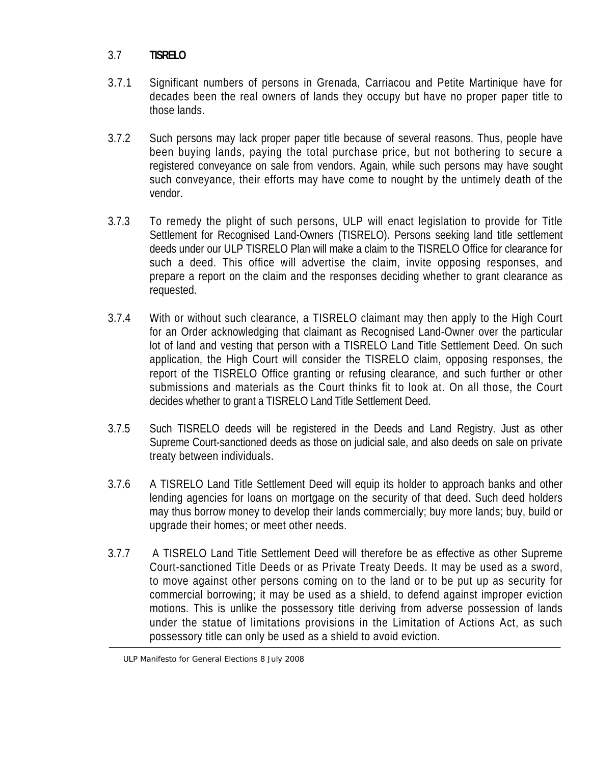### 3.7 TISRELO

3.7.1 Significant numbers of persons in Grenada, Carriacou and Petite Martinique have for decades been the real owners of lands they occupy but have no proper paper title to those lands.

3.7.2 Such persons may lack proper paper title because of several reasons. Thus, people have been buying lands, paying the total purchase price, but not bothering to secure a registered conveyance on sale from vendors. Again, while such persons may have sought such conveyance, their efforts may have come to nought by the untimely death of the vendor.

3.7.3 To remedy the plight of such persons, ULP will enact legislation to provide for Title Settlement for Recognised Land-Owners (TISRELO). Persons seeking land title settlement deeds under our ULP TISRELO Plan will make a claim to the TISRELO Office for clearance for such a deed. This office will advertise the claim, invite opposing responses, and prepare a report on the claim and the responses deciding whether to grant clearance as requested.

3.7.4 With or without such clearance, a TISRELO claimant may then apply to the High Court for an Order acknowledging that claimant as Recognised Land-Owner over the particular lot of land and vesting that person with a TISRELO Land Title Settlement Deed. On such application, the High Court will consider the TISRELO claim, opposing responses, the report of the TISRELO Office granting or refusing clearance, and such further or other submissions and materials as the Court thinks fit to look at. On all those, the Court decides whether to grant a TISRELO Land Title Settlement Deed.

3.7.5 Such TISRELO deeds will be registered in the Deeds and Land Registry. Just as other Supreme Court-sanctioned deeds as those on judicial sale, and also deeds on sale on private treaty between individuals.

3.7.6 A TISRELO Land Title Settlement Deed will equip its holder to approach banks and other lending agencies for loans on mortgage on the security of that deed. Such deed holders may thus borrow money to develop their lands commercially; buy more lands; buy, build or upgrade their homes; or meet other needs.

3.7.7 A TISRELO Land Title Settlement Deed will therefore be as effective as other Supreme Court-sanctioned Title Deeds or as Private Treaty Deeds. It may be used as a sword, to move against other persons coming on to the land or to be put up as security for commercial borrowing; it may be used as a shield, to defend against improper eviction motions. This is unlike the possessory title deriving from adverse possession of lands under the statue of limitations provisions in the Limitation of Actions Act, as such possessory title can only be used as a shield to avoid eviction.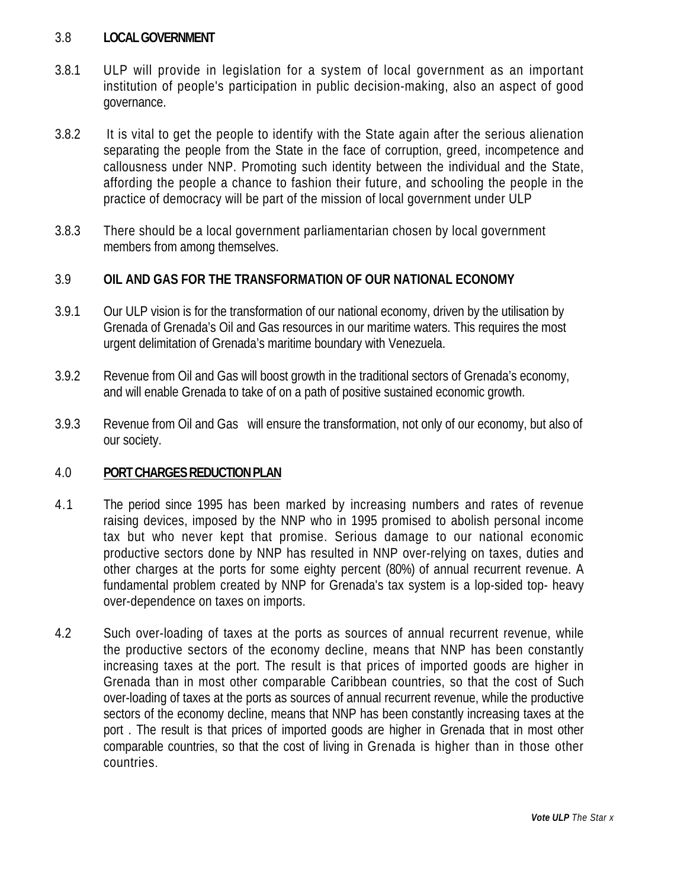## 3.8 LOCAL GOVERNMENT

3.8.1 ULP will provide in legislation for a system of local government as an important institution of people's participation in public decision-making, also an aspect of good governance.

3.8.2 It is vital to get the people to identify with the State again after the serious alienation separating the people from the State in the face of corruption, greed, incompetence and callousness under NNP. Promoting such identity between the individual and the State, affording the people a chance to fashion their future, and schooling the people in the practice of democracy will be part of the mission of local government under ULP

3.8.3 There should be a local government parliamentarian chosen by local government members from among themselves.

## 3.9 OIL AND GAS FOR THE TRANSFORMATION OF OUR NATIONAL ECONOMY

3.9.1 Our ULP vision is for the transformation of our national economy, driven by the utilisation by Grenada of Grenada's Oil and Gas resources in our maritime waters. This requires the most urgent delimitation of Grenada's maritime boundary with Venezuela.

3.9.2 Revenue from Oil and Gas will boost growth in the traditional sectors of Grenada's economy, and will enable Grenada to take of on a path of positive sustained economic growth.

3.9.3 Revenue from Oil and Gas will ensure the transformation, not only of our economy, but also of our society.

## 4.0 PORT CHARGES REDUCTION PLAN

4.1 The period since 1995 has been marked by increasing numbers and rates of revenue raising devices, imposed by the NNP who in 1995 promised to abolish personal income tax but who never kept that promise. Serious damage to our national economic productive sectors done by NNP has resulted in NNP over-relying on taxes, duties and other charges at the ports for some eighty percent (80%) of annual recurrent revenue. A fundamental problem created by NNP for Grenada's tax system is a lop-sided top- heavy over-dependence on taxes on imports.

4.2 Such over-loading of taxes at the ports as sources of annual recurrent revenue, while the productive sectors of the economy decline, means that NNP has been constantly increasing taxes at the port. The result is that prices of imported goods are higher in Grenada than in most other comparable Caribbean countries, so that the cost of Such over-loading of taxes at the ports as sources of annual recurrent revenue, while the productive sectors of the economy decline, means that NNP has been constantly increasing taxes at the port . The result is that prices of imported goods are higher in Grenada that in most other comparable countries, so that the cost of living in Grenada is higher than in those other countries.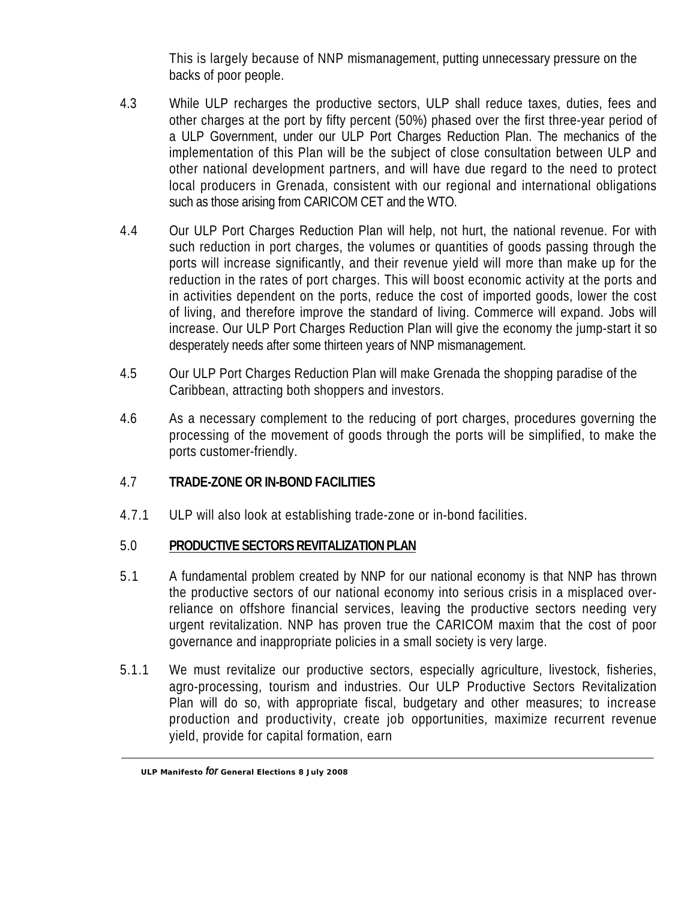This is largely because of NNP mismanagement, putting unnecessary pressure on the backs of poor people.

4.3 While ULP recharges the productive sectors, ULP shall reduce taxes, duties, fees and other charges at the port by fifty percent (50%) phased over the first three-year period of a ULP Government, under our ULP Port Charges Reduction Plan. The mechanics of the implementation of this Plan will be the subject of close consultation between ULP and other national development partners, and will have due regard to the need to protect local producers in Grenada, consistent with our regional and international obligations such as those arising from CARICOM CET and the WTO.

4.4 Our ULP Port Charges Reduction Plan will help, not hurt, the national revenue. For with such reduction in port charges, the volumes or quantities of goods passing through the ports will increase significantly, and their revenue yield will more than make up for the reduction in the rates of port charges. This will boost economic activity at the ports and in activities dependent on the ports, reduce the cost of imported goods, lower the cost of living, and therefore improve the standard of living. Commerce will expand. Jobs will increase. Our ULP Port Charges Reduction Plan will give the economy the jump-start it so desperately needs after some thirteen years of NNP mismanagement.

4.5 Our ULP Port Charges Reduction Plan will make Grenada the shopping paradise of the Caribbean, attracting both shoppers and investors.

4.6 As a necessary complement to the reducing of port charges, procedures governing the processing of the movement of goods through the ports will be simplified, to make the ports customer-friendly.

### 4.7 TRADE-ZONE OR IN-BOND FACILITIES

4.7.1 ULP will also look at establishing trade-zone or in-bond facilities.

## 5.0 PRODUCTIVE SECTORS REVITALIZATION PLAN

5.1 A fundamental problem created by NNP for our national economy is that NNP has thrown the productive sectors of our national economy into serious crisis in a misplaced over-reliance on offshore financial services, leaving the productive sectors needing very urgent revitalization. NNP has proven true the CARICOM maxim that the cost of poor governance and inappropriate policies in a small society is very large.

5.1.1 We must revitalize our productive sectors, especially agriculture, livestock, fisheries, agro-processing, tourism and industries. Our ULP Productive Sectors Revitalization Plan will do so, with appropriate fiscal, budgetary and other measures; to increase production and productivity, create job opportunities, maximize recurrent revenue yield, provide for capital formation, earn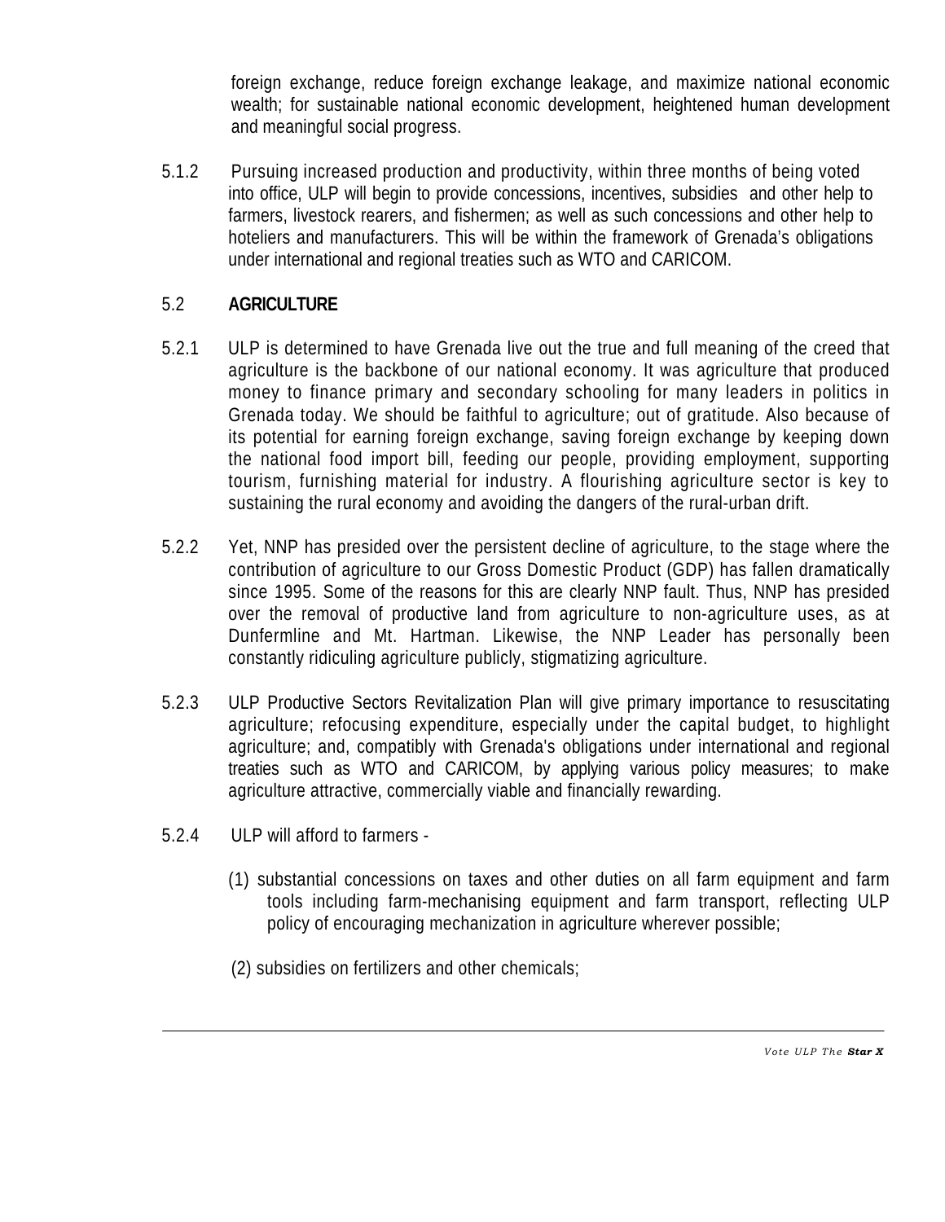foreign exchange, reduce foreign exchange leakage, and maximize national economic wealth; for sustainable national economic development, heightened human development and meaningful social progress.

5.1.2 Pursuing increased production and productivity, within three months of being voted into office, ULP will begin to provide concessions, incentives, subsidies and other help to farmers, livestock rearers, and fishermen; as well as such concessions and other help to hoteliers and manufacturers. This will be within the framework of Grenada's obligations under international and regional treaties such as WTO and CARICOM.

## 5.2 AGRICULTURE

5.2.1 ULP is determined to have Grenada live out the true and full meaning of the creed that agriculture is the backbone of our national economy. It was agriculture that produced money to finance primary and secondary schooling for many leaders in politics in Grenada today. We should be faithful to agriculture; out of gratitude. Also because of its potential for earning foreign exchange, saving foreign exchange by keeping down the national food import bill, feeding our people, providing employment, supporting tourism, furnishing material for industry. A flourishing agriculture sector is key to sustaining the rural economy and avoiding the dangers of the rural-urban drift.

5.2.2 Yet, NNP has presided over the persistent decline of agriculture, to the stage where the contribution of agriculture to our Gross Domestic Product (GDP) has fallen dramatically since 1995. Some of the reasons for this are clearly NNP fault. Thus, NNP has presided over the removal of productive land from agriculture to non-agriculture uses, as at Dunfermline and Mt. Hartman. Likewise, the NNP Leader has personally been constantly ridiculing agriculture publicly, stigmatizing agriculture.

5.2.3 ULP Productive Sectors Revitalization Plan will give primary importance to resuscitating agriculture; refocusing expenditure, especially under the capital budget, to highlight agriculture; and, compatibly with Grenada's obligations under international and regional treaties such as WTO and CARICOM, by applying various policy measures; to make agriculture attractive, commercially viable and financially rewarding.

5.2.4 ULP will afford to farmers -

(1) substantial concessions on taxes and other duties on all farm equipment and farm tools including farm-mechanising equipment and farm transport, reflecting ULP policy of encouraging mechanization in agriculture wherever possible;

(2) subsidies on fertilizers and other chemicals;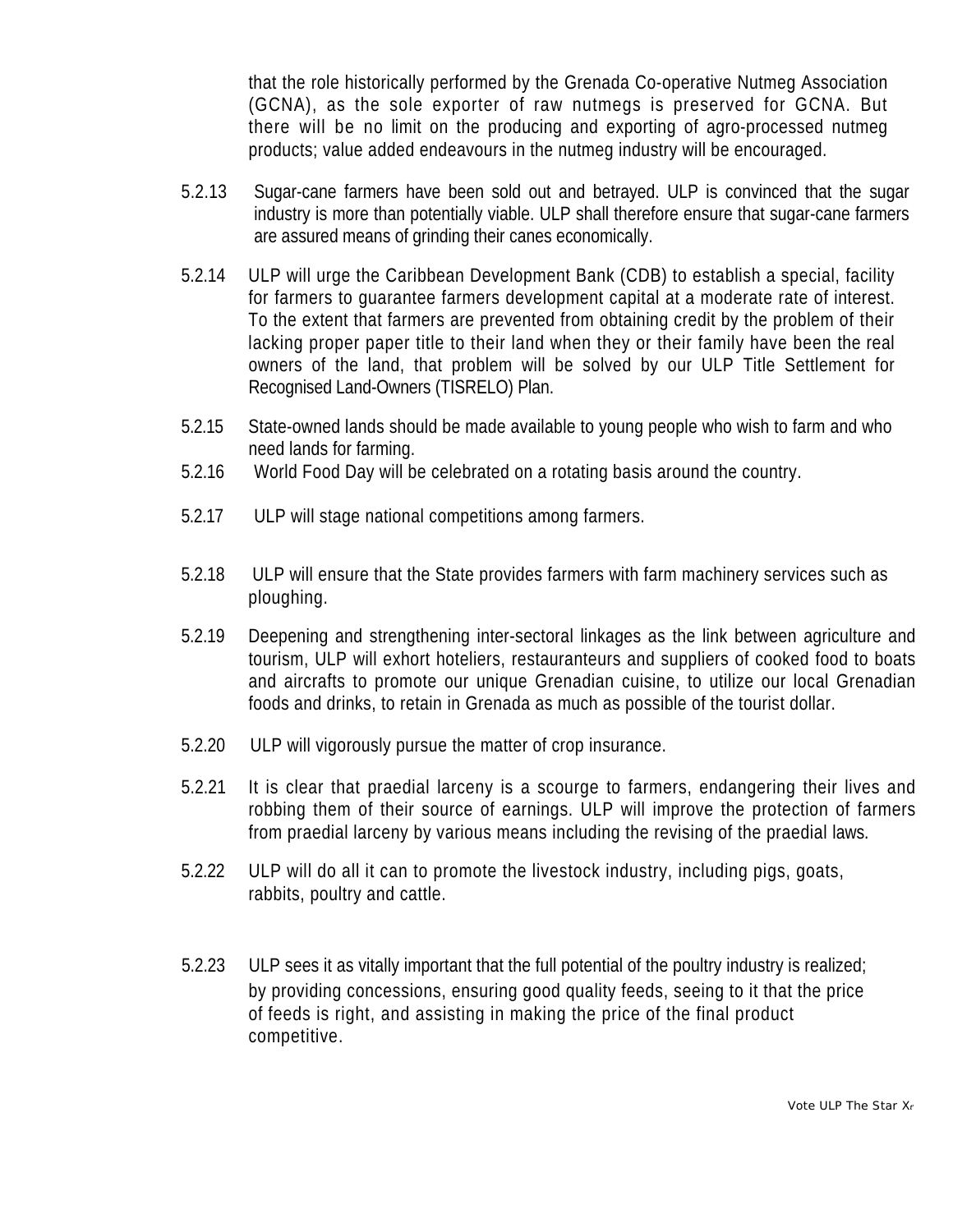that the role historically performed by the Grenada Co-operative Nutmeg Association (GCNA), as the sole exporter of raw nutmegs is preserved for GCNA. But there will be no limit on the producing and exporting of agro-processed nutmeg products; value added endeavours in the nutmeg industry will be encouraged.

5.2.13 Sugar-cane farmers have been sold out and betrayed. ULP is convinced that the sugar industry is more than potentially viable. ULP shall therefore ensure that sugar-cane farmers are assured means of grinding their canes economically.

5.2.14 ULP will urge the Caribbean Development Bank (CDB) to establish a special, facility for farmers to guarantee farmers development capital at a moderate rate of interest. To the extent that farmers are prevented from obtaining credit by the problem of their lacking proper paper title to their land when they or their family have been the real owners of the land, that problem will be solved by our ULP Title Settlement for Recognised Land-Owners (TISRELO) Plan.

5.2.15 State-owned lands should be made available to young people who wish to farm and who need lands for farming.

5.2.16 World Food Day will be celebrated on a rotating basis around the country.

5.2.17 ULP will stage national competitions among farmers.

5.2.18 ULP will ensure that the State provides farmers with farm machinery services such as ploughing.

5.2.19 Deepening and strengthening inter-sectoral linkages as the link between agriculture and tourism, ULP will exhort hoteliers, restauranteurs and suppliers of cooked food to boats and aircrafts to promote our unique Grenadian cuisine, to utilize our local Grenadian foods and drinks, to retain in Grenada as much as possible of the tourist dollar.

5.2.20 ULP will vigorously pursue the matter of crop insurance.

5.2.21 It is clear that praedial larceny is a scourge to farmers, endangering their lives and robbing them of their source of earnings. ULP will improve the protection of farmers from praedial larceny by various means including the revising of the praedial laws.

5.2.22 ULP will do all it can to promote the livestock industry, including pigs, goats, rabbits, poultry and cattle.

5.2.23 ULP sees it as vitally important that the full potential of the poultry industry is realized; by providing concessions, ensuring good quality feeds, seeing to it that the price of feeds is right, and assisting in making the price of the final product competitive.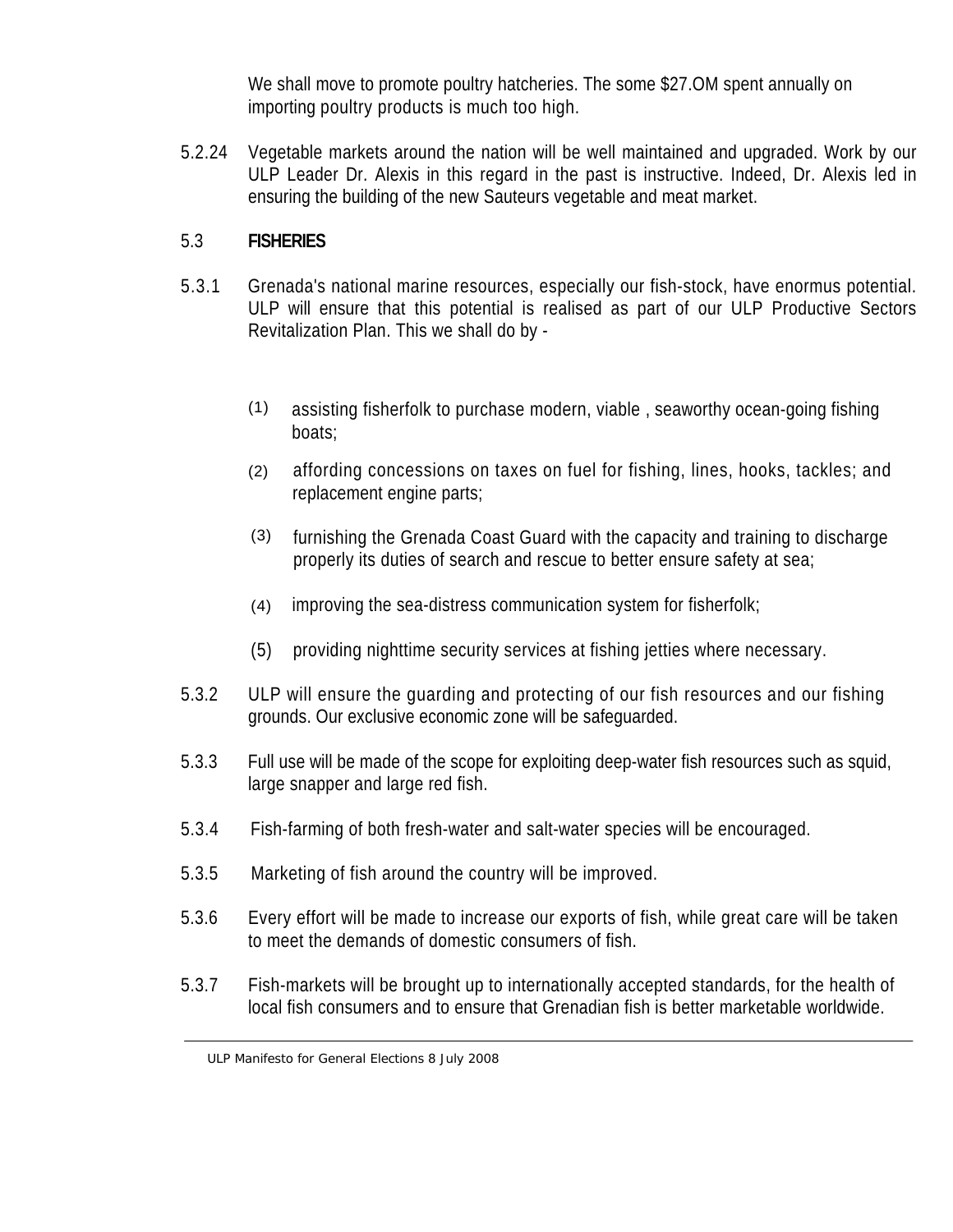We shall move to promote poultry hatcheries. The some $27.OM spent annually on importing poultry products is much too high.

5.2.24 Vegetable markets around the nation will be well maintained and upgraded. Work by our ULP Leader Dr. Alexis in this regard in the past is instructive. Indeed, Dr. Alexis led in ensuring the building of the new Sauteurs vegetable and meat market.

## 5.3 FISHERIES

5.3.1 Grenada's national marine resources, especially our fish-stock, have enormus potential. ULP will ensure that this potential is realised as part of our ULP Productive Sectors Revitalization Plan. This we shall do by -

(1) assisting fisherfolk to purchase modern, viable , seaworthy ocean-going fishing boats;

(2) affording concessions on taxes on fuel for fishing, lines, hooks, tackles; and replacement engine parts;

(3) furnishing the Grenada Coast Guard with the capacity and training to discharge properly its duties of search and rescue to better ensure safety at sea;

(4) improving the sea-distress communication system for fisherfolk;

(5) providing nighttime security services at fishing jetties where necessary.

5.3.2 ULP will ensure the guarding and protecting of our fish resources and our fishing grounds. Our exclusive economic zone will be safeguarded.

5.3.3 Full use will be made of the scope for exploiting deep-water fish resources such as squid, large snapper and large red fish.

5.3.4 Fish-farming of both fresh-water and salt-water species will be encouraged.

5.3.5 Marketing of fish around the country will be improved.

5.3.6 Every effort will be made to increase our exports of fish, while great care will be taken to meet the demands of domestic consumers of fish.

5.3.7 Fish-markets will be brought up to internationally accepted standards, for the health of local fish consumers and to ensure that Grenadian fish is better marketable worldwide.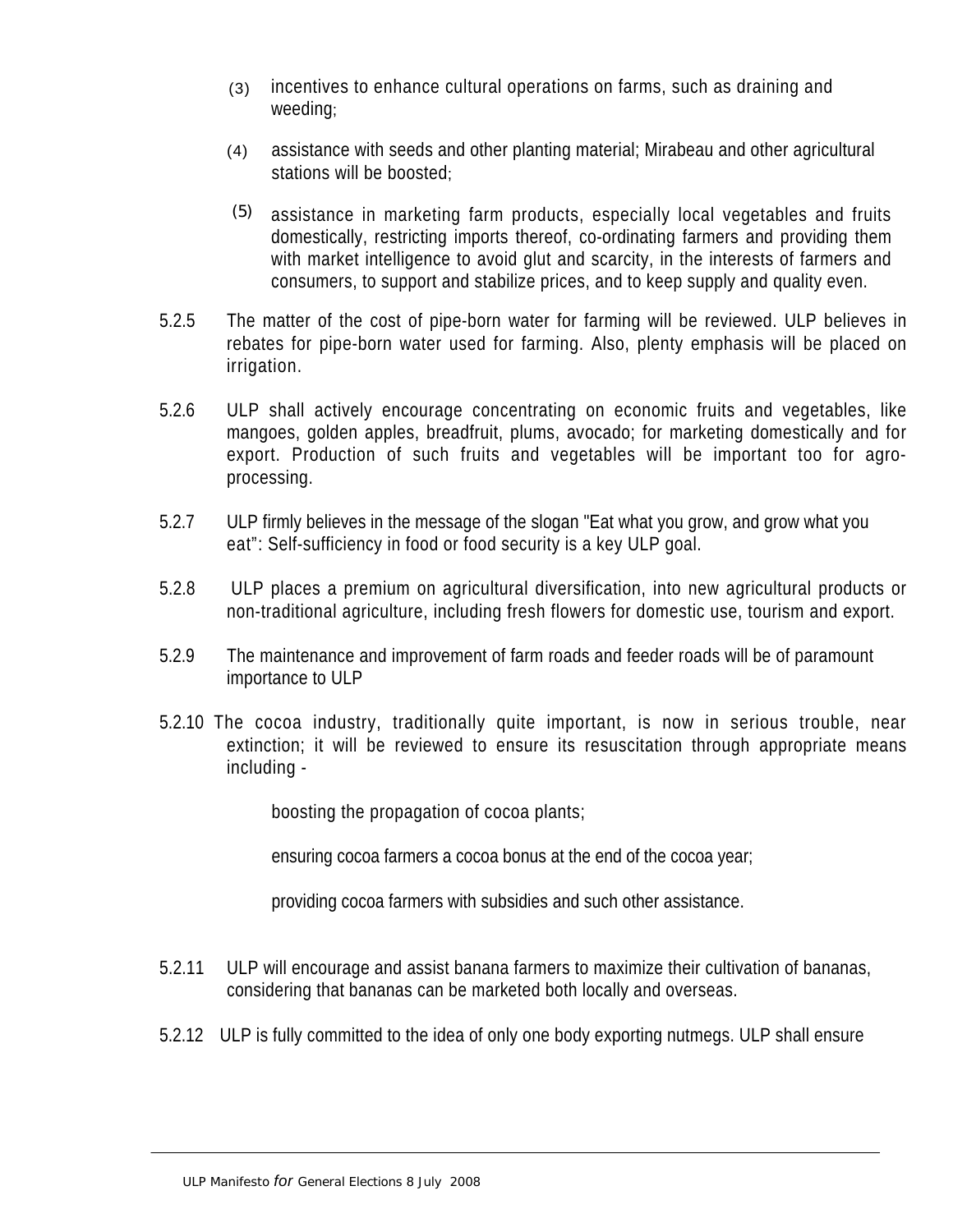(3) incentives to enhance cultural operations on farms, such as draining and weeding;

(4) assistance with seeds and other planting material; Mirabeau and other agricultural stations will be boosted;

(5) assistance in marketing farm products, especially local vegetables and fruits domestically, restricting imports thereof, co-ordinating farmers and providing them with market intelligence to avoid glut and scarcity, in the interests of farmers and consumers, to support and stabilize prices, and to keep supply and quality even.

5.2.5 The matter of the cost of pipe-born water for farming will be reviewed. ULP believes in rebates for pipe-born water used for farming. Also, plenty emphasis will be placed on irrigation.

5.2.6 ULP shall actively encourage concentrating on economic fruits and vegetables, like mangoes, golden apples, breadfruit, plums, avocado; for marketing domestically and for export. Production of such fruits and vegetables will be important too for agro-processing.

5.2.7 ULP firmly believes in the message of the slogan "Eat what you grow, and grow what you eat": Self-sufficiency in food or food security is a key ULP goal.

5.2.8 ULP places a premium on agricultural diversification, into new agricultural products or non-traditional agriculture, including fresh flowers for domestic use, tourism and export.

5.2.9 The maintenance and improvement of farm roads and feeder roads will be of paramount importance to ULP

5.2.10 The cocoa industry, traditionally quite important, is now in serious trouble, near extinction; it will be reviewed to ensure its resuscitation through appropriate means including -

boosting the propagation of cocoa plants;

ensuring cocoa farmers a cocoa bonus at the end of the cocoa year;

providing cocoa farmers with subsidies and such other assistance.

5.2.11 ULP will encourage and assist banana farmers to maximize their cultivation of bananas, considering that bananas can be marketed both locally and overseas.

5.2.12 ULP is fully committed to the idea of only one body exporting nutmegs. ULP shall ensure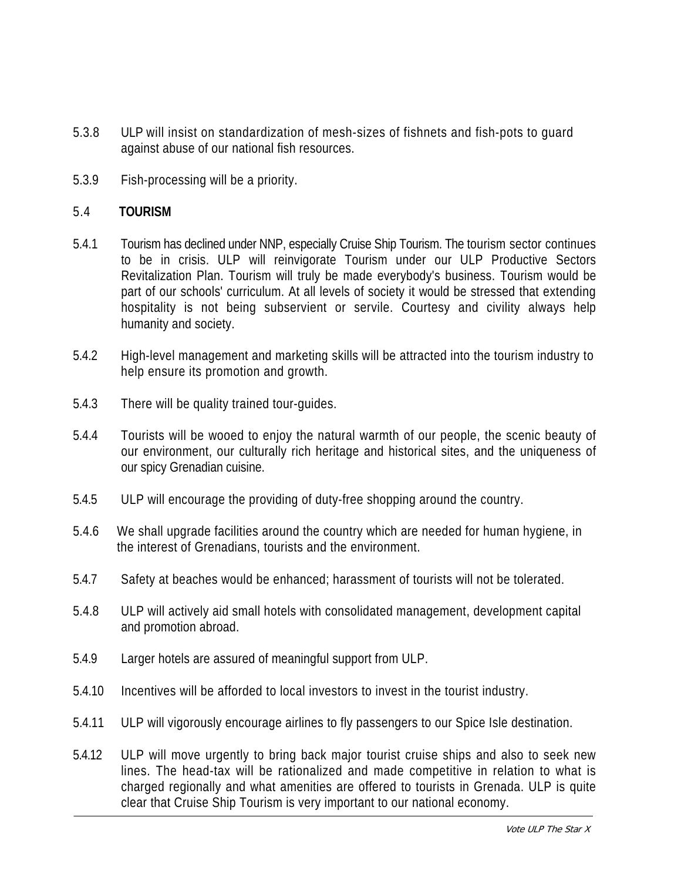5.3.8 ULP will insist on standardization of mesh-sizes of fishnets and fish-pots to guard against abuse of our national fish resources.

5.3.9 Fish-processing will be a priority.

## 5.4 TOURISM

5.4.1 Tourism has declined under NNP, especially Cruise Ship Tourism. The tourism sector continues to be in crisis. ULP will reinvigorate Tourism under our ULP Productive Sectors Revitalization Plan. Tourism will truly be made everybody's business. Tourism would be part of our schools' curriculum. At all levels of society it would be stressed that extending hospitality is not being subservient or servile. Courtesy and civility always help humanity and society.

5.4.2 High-level management and marketing skills will be attracted into the tourism industry to help ensure its promotion and growth.

5.4.3 There will be quality trained tour-guides.

5.4.4 Tourists will be wooed to enjoy the natural warmth of our people, the scenic beauty of our environment, our culturally rich heritage and historical sites, and the uniqueness of our spicy Grenadian cuisine.

5.4.5 ULP will encourage the providing of duty-free shopping around the country.

5.4.6 We shall upgrade facilities around the country which are needed for human hygiene, in the interest of Grenadians, tourists and the environment.

5.4.7 Safety at beaches would be enhanced; harassment of tourists will not be tolerated.

5.4.8 ULP will actively aid small hotels with consolidated management, development capital and promotion abroad.

5.4.9 Larger hotels are assured of meaningful support from ULP.

5.4.10 Incentives will be afforded to local investors to invest in the tourist industry.

5.4.11 ULP will vigorously encourage airlines to fly passengers to our Spice Isle destination.

5.4.12 ULP will move urgently to bring back major tourist cruise ships and also to seek new lines. The head-tax will be rationalized and made competitive in relation to what is charged regionally and what amenities are offered to tourists in Grenada. ULP is quite clear that Cruise Ship Tourism is very important to our national economy.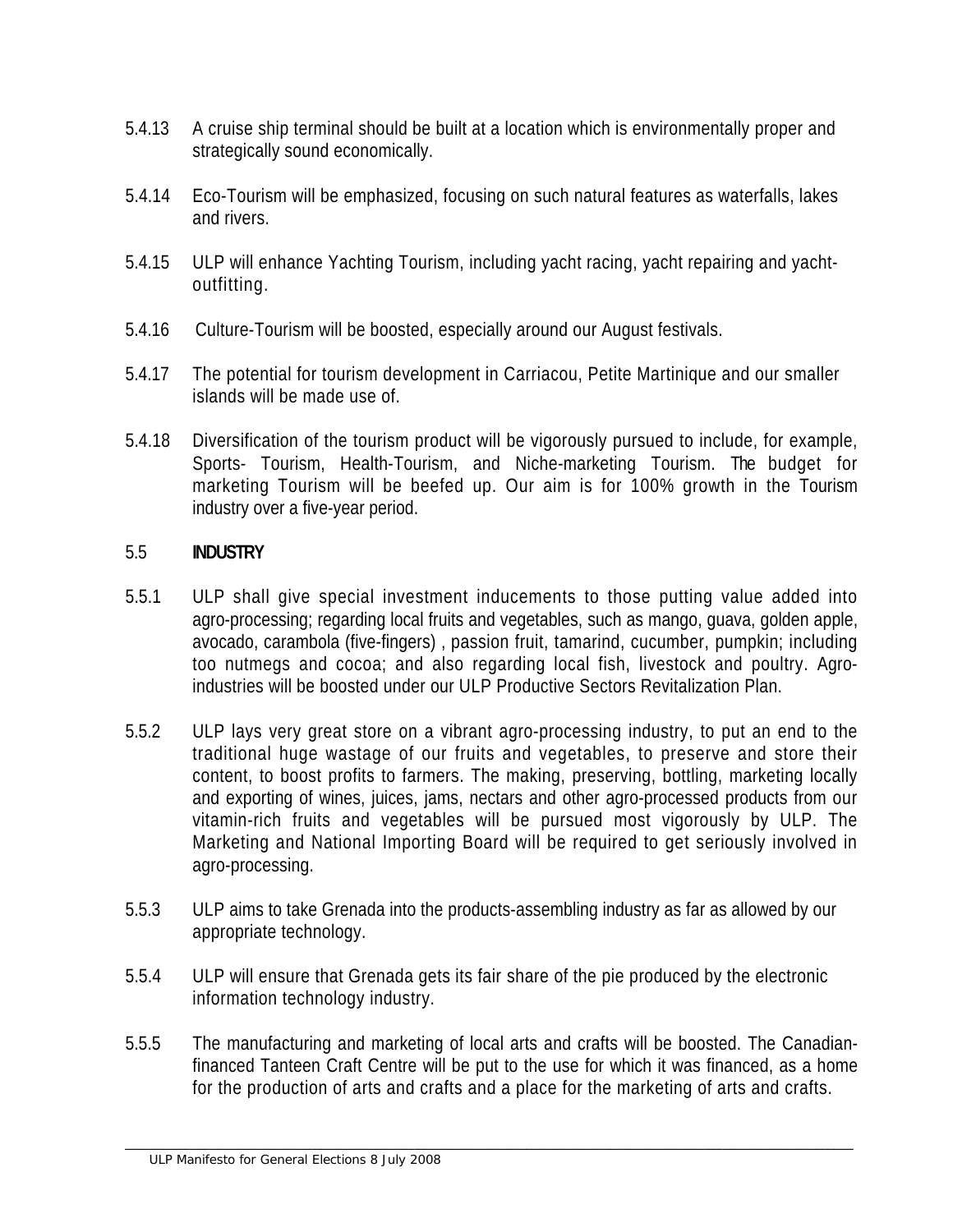5.4.13 A cruise ship terminal should be built at a location which is environmentally proper and strategically sound economically.

5.4.14 Eco-Tourism will be emphasized, focusing on such natural features as waterfalls, lakes and rivers.

5.4.15 ULP will enhance Yachting Tourism, including yacht racing, yacht repairing and yacht-outfitting.

5.4.16 Culture-Tourism will be boosted, especially around our August festivals.

5.4.17 The potential for tourism development in Carriacou, Petite Martinique and our smaller islands will be made use of.

5.4.18 Diversification of the tourism product will be vigorously pursued to include, for example, Sports- Tourism, Health-Tourism, and Niche-marketing Tourism. The budget for marketing Tourism will be beefed up. Our aim is for 100% growth in the Tourism industry over a five-year period.

## 5.5 INDUSTRY

5.5.1 ULP shall give special investment inducements to those putting value added into agro-processing; regarding local fruits and vegetables, such as mango, guava, golden apple, avocado, carambola (five-fingers) , passion fruit, tamarind, cucumber, pumpkin; including too nutmegs and cocoa; and also regarding local fish, livestock and poultry. Agro-industries will be boosted under our ULP Productive Sectors Revitalization Plan.

5.5.2 ULP lays very great store on a vibrant agro-processing industry, to put an end to the traditional huge wastage of our fruits and vegetables, to preserve and store their content, to boost profits to farmers. The making, preserving, bottling, marketing locally and exporting of wines, juices, jams, nectars and other agro-processed products from our vitamin-rich fruits and vegetables will be pursued most vigorously by ULP. The Marketing and National Importing Board will be required to get seriously involved in agro-processing.

5.5.3 ULP aims to take Grenada into the products-assembling industry as far as allowed by our appropriate technology.

5.5.4 ULP will ensure that Grenada gets its fair share of the pie produced by the electronic information technology industry.

5.5.5 The manufacturing and marketing of local arts and crafts will be boosted. The Canadian-financed Tanteen Craft Centre will be put to the use for which it was financed, as a home for the production of arts and crafts and a place for the marketing of arts and crafts.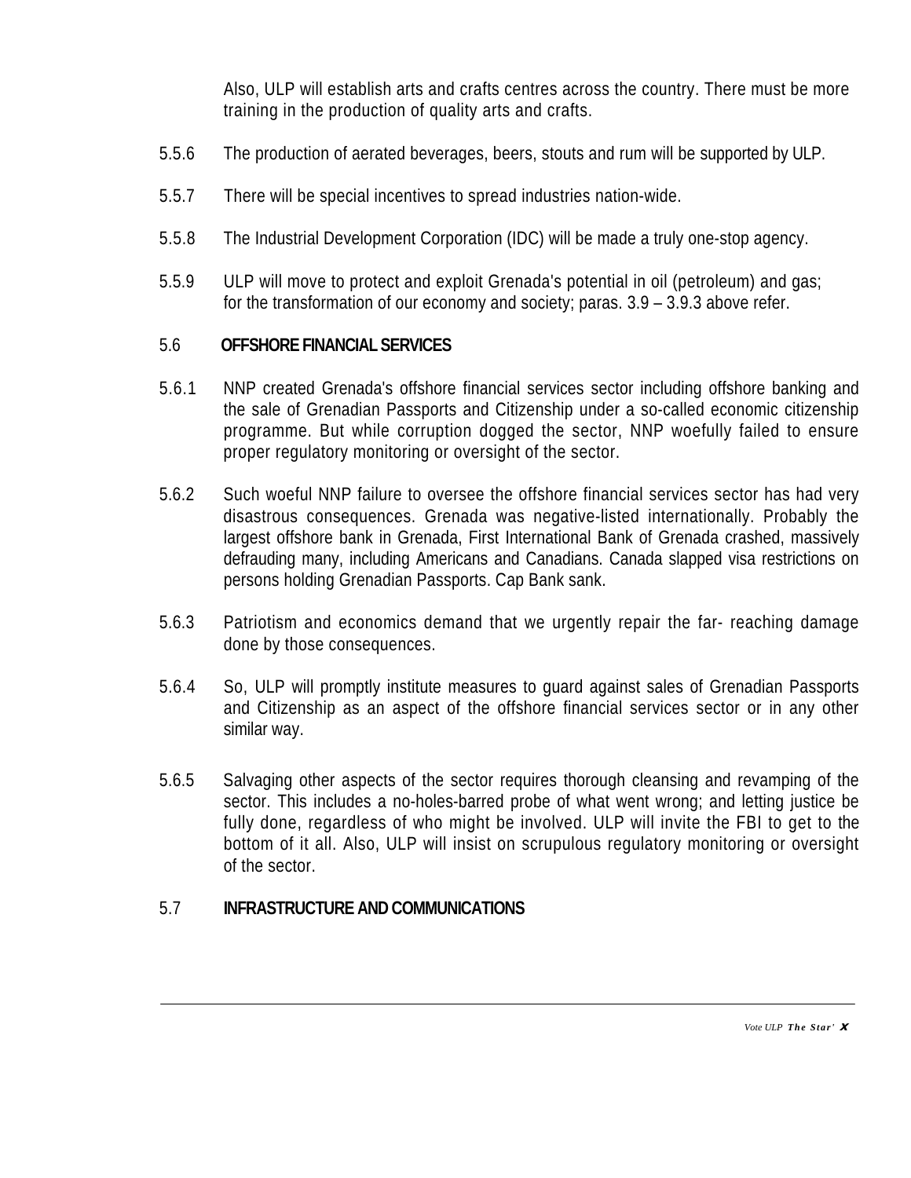Also, ULP will establish arts and crafts centres across the country. There must be more training in the production of quality arts and crafts.

5.5.6 The production of aerated beverages, beers, stouts and rum will be supported by ULP.

5.5.7 There will be special incentives to spread industries nation-wide.

5.5.8 The Industrial Development Corporation (IDC) will be made a truly one-stop agency.

5.5.9 ULP will move to protect and exploit Grenada's potential in oil (petroleum) and gas; for the transformation of our economy and society; paras. 3.9 – 3.9.3 above refer.

## 5.6 OFFSHORE FINANCIAL SERVICES

5.6.1 NNP created Grenada's offshore financial services sector including offshore banking and the sale of Grenadian Passports and Citizenship under a so-called economic citizenship programme. But while corruption dogged the sector, NNP woefully failed to ensure proper regulatory monitoring or oversight of the sector.

5.6.2 Such woeful NNP failure to oversee the offshore financial services sector has had very disastrous consequences. Grenada was negative-listed internationally. Probably the largest offshore bank in Grenada, First International Bank of Grenada crashed, massively defrauding many, including Americans and Canadians. Canada slapped visa restrictions on persons holding Grenadian Passports. Cap Bank sank.

5.6.3 Patriotism and economics demand that we urgently repair the far- reaching damage done by those consequences.

5.6.4 So, ULP will promptly institute measures to guard against sales of Grenadian Passports and Citizenship as an aspect of the offshore financial services sector or in any other similar way.

5.6.5 Salvaging other aspects of the sector requires thorough cleansing and revamping of the sector. This includes a no-holes-barred probe of what went wrong; and letting justice be fully done, regardless of who might be involved. ULP will invite the FBI to get to the bottom of it all. Also, ULP will insist on scrupulous regulatory monitoring or oversight of the sector.

## 5.7 INFRASTRUCTURE AND COMMUNICATIONS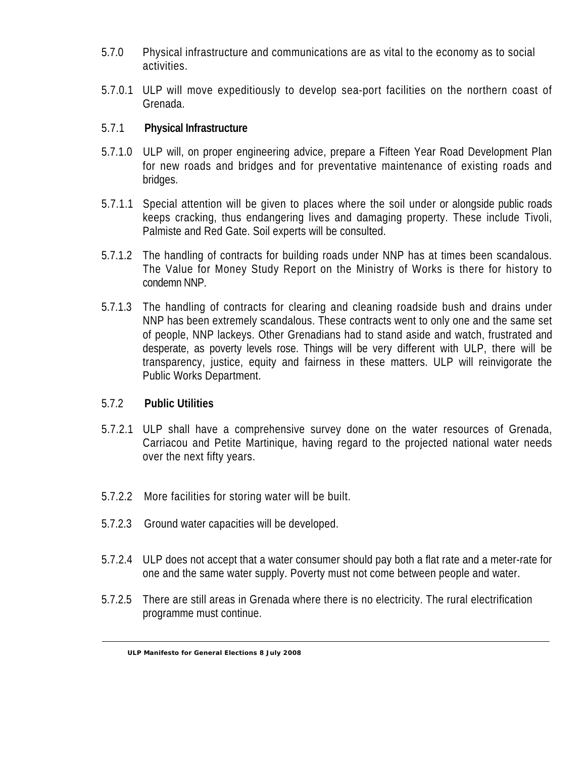5.7.0 Physical infrastructure and communications are as vital to the economy as to social activities.

5.7.0.1 ULP will move expeditiously to develop sea-port facilities on the northern coast of Grenada.

### 5.7.1 Physical Infrastructure

5.7.1.0 ULP will, on proper engineering advice, prepare a Fifteen Year Road Development Plan for new roads and bridges and for preventative maintenance of existing roads and bridges.

5.7.1.1 Special attention will be given to places where the soil under or alongside public roads keeps cracking, thus endangering lives and damaging property. These include Tivoli, Palmiste and Red Gate. Soil experts will be consulted.

5.7.1.2 The handling of contracts for building roads under NNP has at times been scandalous. The Value for Money Study Report on the Ministry of Works is there for history to condemn NNP.

5.7.1.3 The handling of contracts for clearing and cleaning roadside bush and drains under NNP has been extremely scandalous. These contracts went to only one and the same set of people, NNP lackeys. Other Grenadians had to stand aside and watch, frustrated and desperate, as poverty levels rose. Things will be very different with ULP, there will be transparency, justice, equity and fairness in these matters. ULP will reinvigorate the Public Works Department.

### 5.7.2 Public Utilities

5.7.2.1 ULP shall have a comprehensive survey done on the water resources of Grenada, Carriacou and Petite Martinique, having regard to the projected national water needs over the next fifty years.

5.7.2.2 More facilities for storing water will be built.

5.7.2.3 Ground water capacities will be developed.

5.7.2.4 ULP does not accept that a water consumer should pay both a flat rate and a meter-rate for one and the same water supply. Poverty must not come between people and water.

5.7.2.5 There are still areas in Grenada where there is no electricity. The rural electrification programme must continue.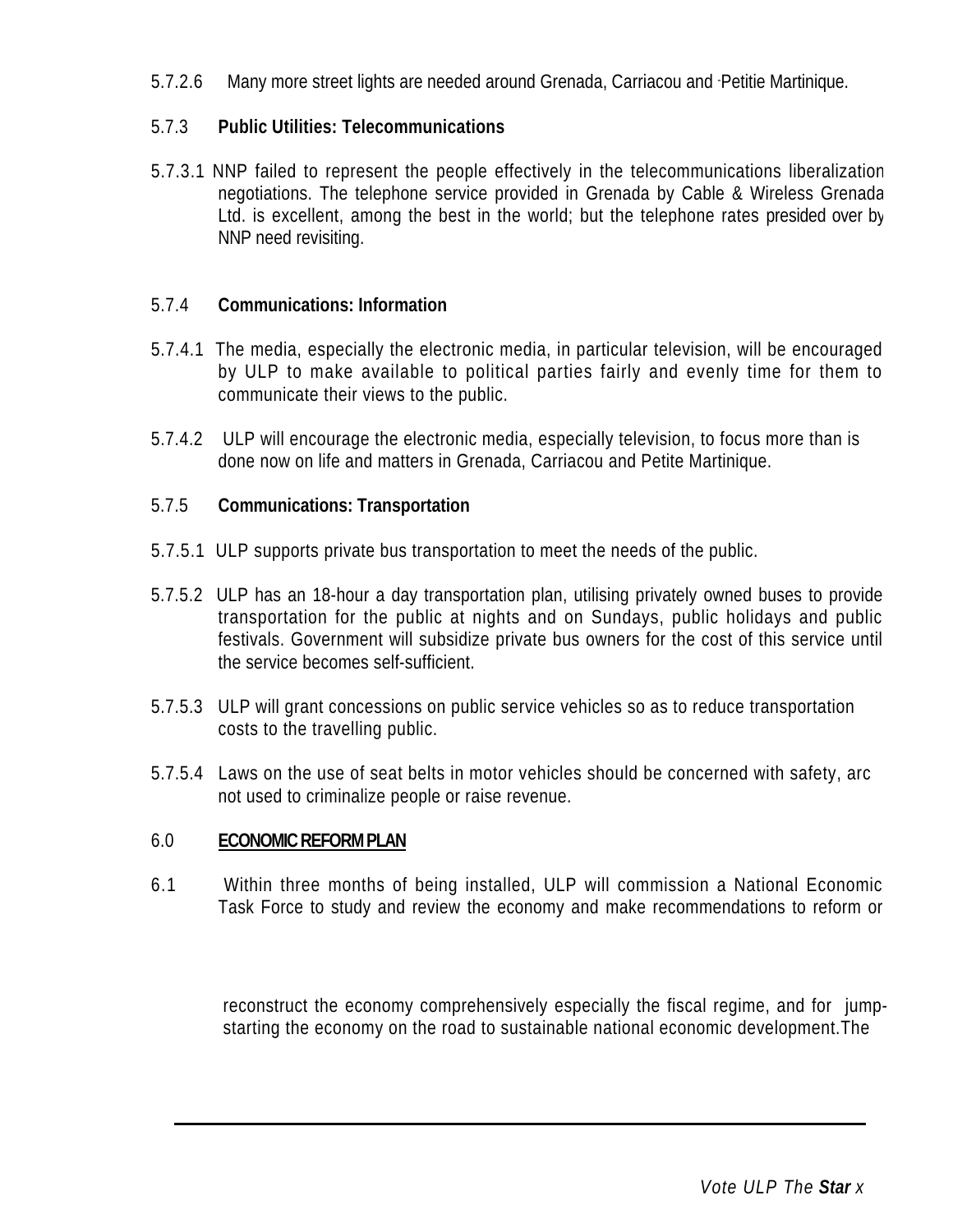5.7.2.6 Many more street lights are needed around Grenada, Carriacou and Petitie Martinique.

5.7.3 **Public Utilities: Telecommunications**

5.7.3.1 NNP failed to represent the people effectively in the telecommunications liberalization negotiations. The telephone service provided in Grenada by Cable & Wireless Grenada Ltd. is excellent, among the best in the world; but the telephone rates presided over by NNP need revisiting.

5.7.4 **Communications: Information**

5.7.4.1 The media, especially the electronic media, in particular television, will be encouraged by ULP to make available to political parties fairly and evenly time for them to communicate their views to the public.

5.7.4.2 ULP will encourage the electronic media, especially television, to focus more than is done now on life and matters in Grenada, Carriacou and Petite Martinique.

5.7.5 **Communications: Transportation**

5.7.5.1 ULP supports private bus transportation to meet the needs of the public.

5.7.5.2 ULP has an 18-hour a day transportation plan, utilising privately owned buses to provide transportation for the public at nights and on Sundays, public holidays and public festivals. Government will subsidize private bus owners for the cost of this service until the service becomes self-sufficient.

5.7.5.3 ULP will grant concessions on public service vehicles so as to reduce transportation costs to the travelling public.

5.7.5.4 Laws on the use of seat belts in motor vehicles should be concerned with safety, arc not used to criminalize people or raise revenue.

## 6.0 **ECONOMIC REFORM PLAN**

6.1 Within three months of being installed, ULP will commission a National Economic Task Force to study and review the economy and make recommendations to reform or reconstruct the economy comprehensively especially the fiscal regime, and for jump-starting the economy on the road to sustainable national economic development.The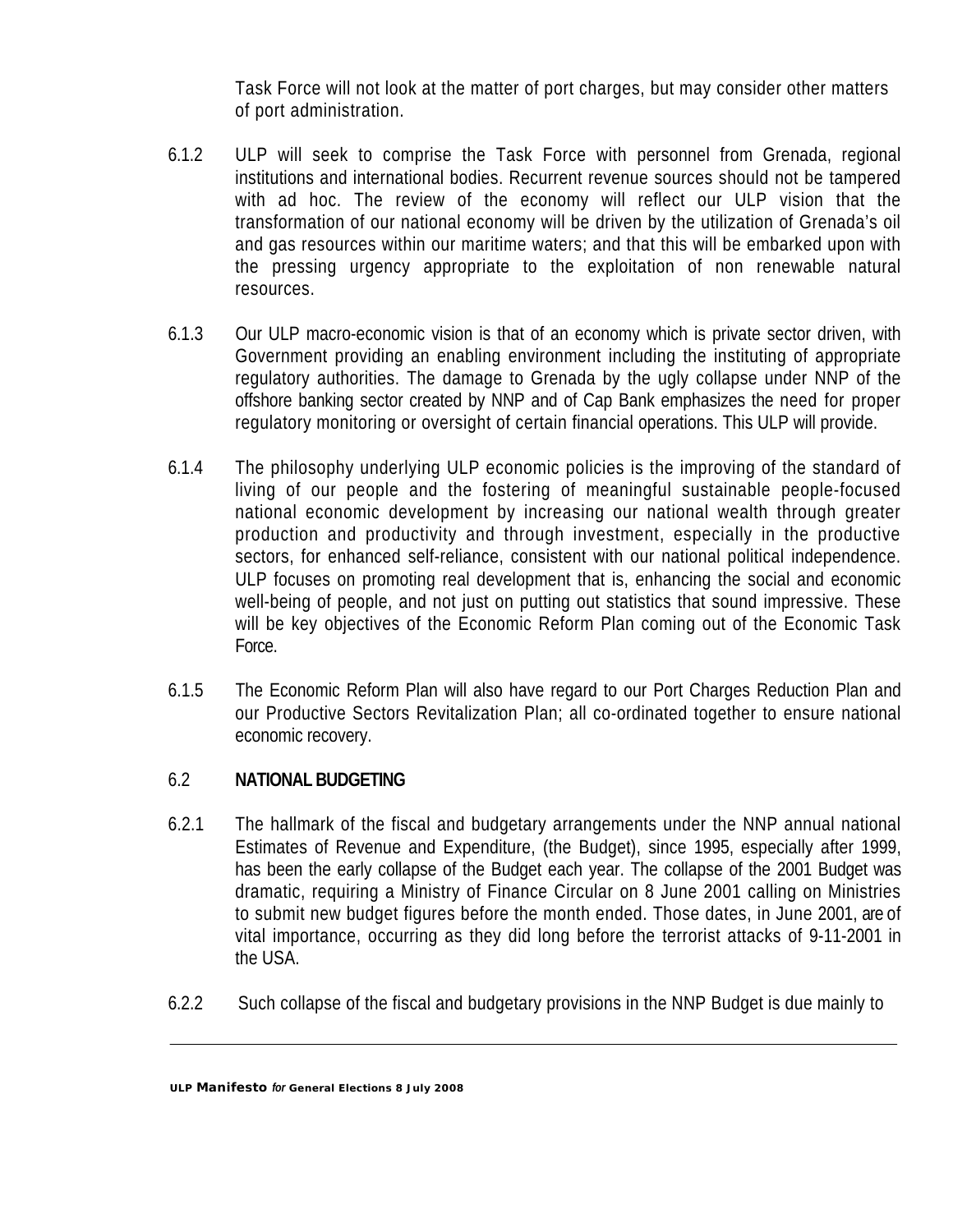Task Force will not look at the matter of port charges, but may consider other matters of port administration.

6.1.2 ULP will seek to comprise the Task Force with personnel from Grenada, regional institutions and international bodies. Recurrent revenue sources should not be tampered with ad hoc. The review of the economy will reflect our ULP vision that the transformation of our national economy will be driven by the utilization of Grenada's oil and gas resources within our maritime waters; and that this will be embarked upon with the pressing urgency appropriate to the exploitation of non renewable natural resources.

6.1.3 Our ULP macro-economic vision is that of an economy which is private sector driven, with Government providing an enabling environment including the instituting of appropriate regulatory authorities. The damage to Grenada by the ugly collapse under NNP of the offshore banking sector created by NNP and of Cap Bank emphasizes the need for proper regulatory monitoring or oversight of certain financial operations. This ULP will provide.

6.1.4 The philosophy underlying ULP economic policies is the improving of the standard of living of our people and the fostering of meaningful sustainable people-focused national economic development by increasing our national wealth through greater production and productivity and through investment, especially in the productive sectors, for enhanced self-reliance, consistent with our national political independence. ULP focuses on promoting real development that is, enhancing the social and economic well-being of people, and not just on putting out statistics that sound impressive. These will be key objectives of the Economic Reform Plan coming out of the Economic Task Force.

6.1.5 The Economic Reform Plan will also have regard to our Port Charges Reduction Plan and our Productive Sectors Revitalization Plan; all co-ordinated together to ensure national economic recovery.

## 6.2 NATIONAL BUDGETING

6.2.1 The hallmark of the fiscal and budgetary arrangements under the NNP annual national Estimates of Revenue and Expenditure, (the Budget), since 1995, especially after 1999, has been the early collapse of the Budget each year. The collapse of the 2001 Budget was dramatic, requiring a Ministry of Finance Circular on 8 June 2001 calling on Ministries to submit new budget figures before the month ended. Those dates, in June 2001, are of vital importance, occurring as they did long before the terrorist attacks of 9-11-2001 in the USA.

6.2.2 Such collapse of the fiscal and budgetary provisions in the NNP Budget is due mainly to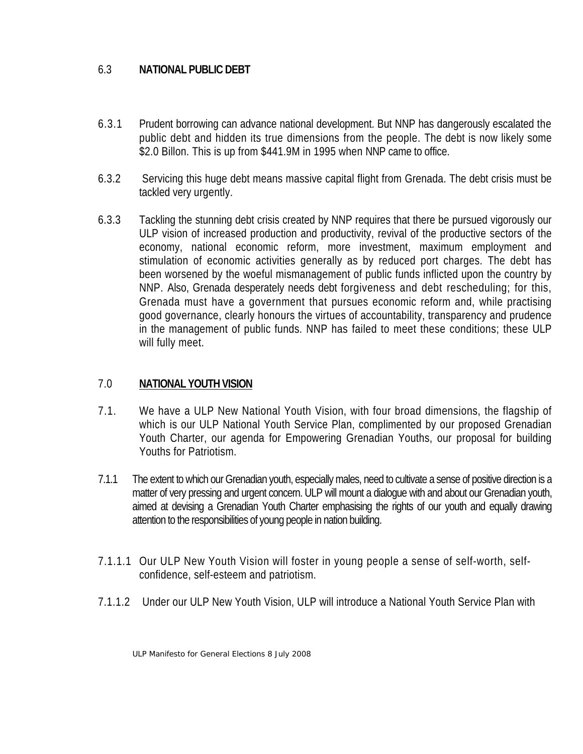## 6.3 NATIONAL PUBLIC DEBT

6.3.1 Prudent borrowing can advance national development. But NNP has dangerously escalated the public debt and hidden its true dimensions from the people. The debt is now likely some $2.0 Billon. This is up from $441.9M in 1995 when NNP came to office.

6.3.2 Servicing this huge debt means massive capital flight from Grenada. The debt crisis must be tackled very urgently.

6.3.3 Tackling the stunning debt crisis created by NNP requires that there be pursued vigorously our ULP vision of increased production and productivity, revival of the productive sectors of the economy, national economic reform, more investment, maximum employment and stimulation of economic activities generally as by reduced port charges. The debt has been worsened by the woeful mismanagement of public funds inflicted upon the country by NNP. Also, Grenada desperately needs debt forgiveness and debt rescheduling; for this, Grenada must have a government that pursues economic reform and, while practising good governance, clearly honours the virtues of accountability, transparency and prudence in the management of public funds. NNP has failed to meet these conditions; these ULP will fully meet.

## 7.0 NATIONAL YOUTH VISION

7.1. We have a ULP New National Youth Vision, with four broad dimensions, the flagship of which is our ULP National Youth Service Plan, complimented by our proposed Grenadian Youth Charter, our agenda for Empowering Grenadian Youths, our proposal for building Youths for Patriotism.

7.1.1 The extent to which our Grenadian youth, especially males, need to cultivate a sense of positive direction is a matter of very pressing and urgent concern. ULP will mount a dialogue with and about our Grenadian youth, aimed at devising a Grenadian Youth Charter emphasising the rights of our youth and equally drawing attention to the responsibilities of young people in nation building.

7.1.1.1 Our ULP New Youth Vision will foster in young people a sense of self-worth, self-confidence, self-esteem and patriotism.

7.1.1.2 Under our ULP New Youth Vision, ULP will introduce a National Youth Service Plan with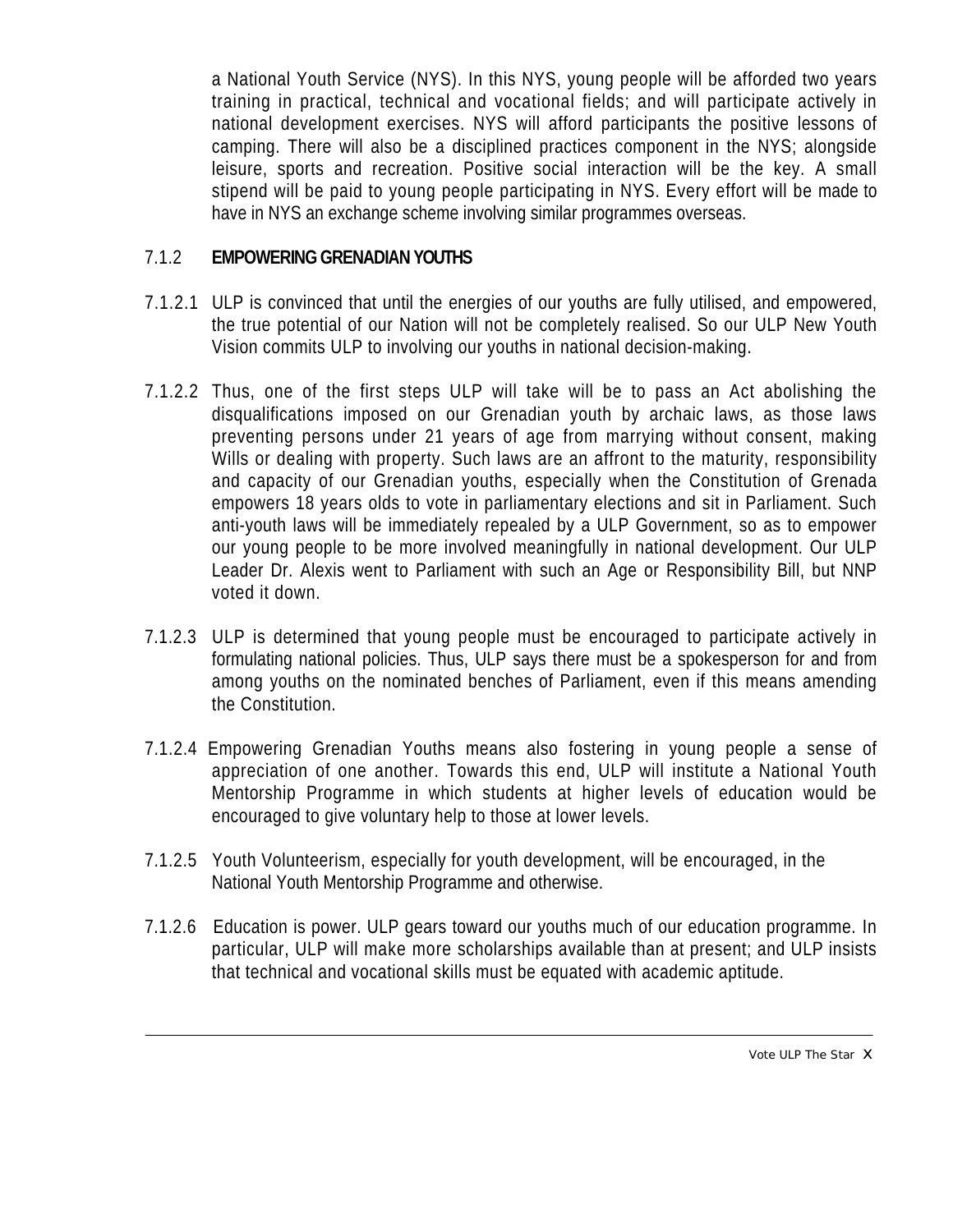a National Youth Service (NYS). In this NYS, young people will be afforded two years training in practical, technical and vocational fields; and will participate actively in national development exercises. NYS will afford participants the positive lessons of camping. There will also be a disciplined practices component in the NYS; alongside leisure, sports and recreation. Positive social interaction will be the key. A small stipend will be paid to young people participating in NYS. Every effort will be made to have in NYS an exchange scheme involving similar programmes overseas.

### 7.1.2 **EMPOWERING GRENADIAN YOUTHS**

7.1.2.1 ULP is convinced that until the energies of our youths are fully utilised, and empowered, the true potential of our Nation will not be completely realised. So our ULP New Youth Vision commits ULP to involving our youths in national decision-making.

7.1.2.2 Thus, one of the first steps ULP will take will be to pass an Act abolishing the disqualifications imposed on our Grenadian youth by archaic laws, as those laws preventing persons under 21 years of age from marrying without consent, making Wills or dealing with property. Such laws are an affront to the maturity, responsibility and capacity of our Grenadian youths, especially when the Constitution of Grenada empowers 18 years olds to vote in parliamentary elections and sit in Parliament. Such anti-youth laws will be immediately repealed by a ULP Government, so as to empower our young people to be more involved meaningfully in national development. Our ULP Leader Dr. Alexis went to Parliament with such an Age or Responsibility Bill, but NNP voted it down.

7.1.2.3 ULP is determined that young people must be encouraged to participate actively in formulating national policies. Thus, ULP says there must be a spokesperson for and from among youths on the nominated benches of Parliament, even if this means amending the Constitution.

7.1.2.4 Empowering Grenadian Youths means also fostering in young people a sense of appreciation of one another. Towards this end, ULP will institute a National Youth Mentorship Programme in which students at higher levels of education would be encouraged to give voluntary help to those at lower levels.

7.1.2.5 Youth Volunteerism, especially for youth development, will be encouraged, in the National Youth Mentorship Programme and otherwise.

7.1.2.6 Education is power. ULP gears toward our youths much of our education programme. In particular, ULP will make more scholarships available than at present; and ULP insists that technical and vocational skills must be equated with academic aptitude.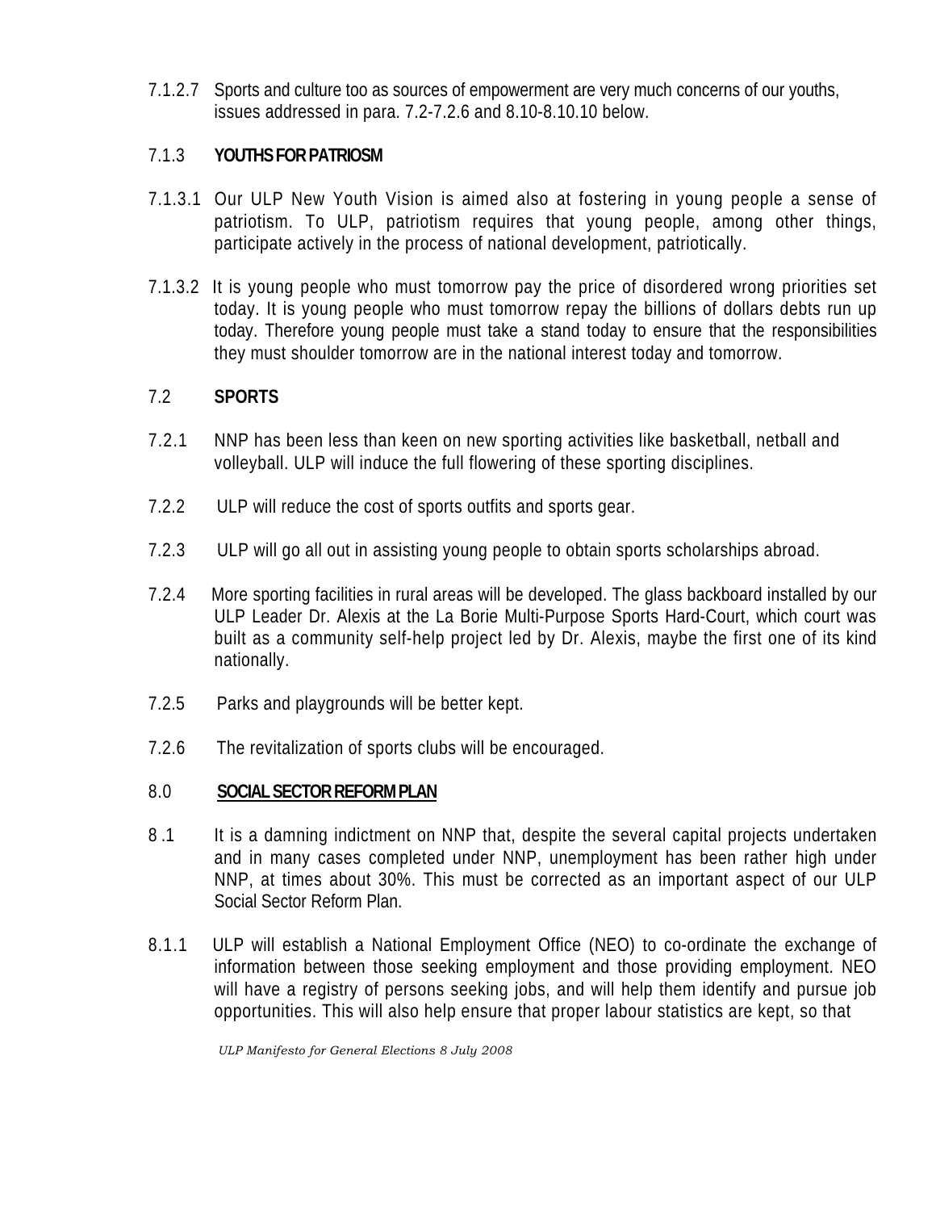7.1.2.7 Sports and culture too as sources of empowerment are very much concerns of our youths, issues addressed in para. 7.2-7.2.6 and 8.10-8.10.10 below.

### 7.1.3 **YOUTHS FOR PATRIOSM**

7.1.3.1 Our ULP New Youth Vision is aimed also at fostering in young people a sense of patriotism. To ULP, patriotism requires that young people, among other things, participate actively in the process of national development, patriotically.

7.1.3.2 It is young people who must tomorrow pay the price of disordered wrong priorities set today. It is young people who must tomorrow repay the billions of dollars debts run up today. Therefore young people must take a stand today to ensure that the responsibilities they must shoulder tomorrow are in the national interest today and tomorrow.

## 7.2 **SPORTS**

7.2.1 NNP has been less than keen on new sporting activities like basketball, netball and volleyball. ULP will induce the full flowering of these sporting disciplines.

7.2.2 ULP will reduce the cost of sports outfits and sports gear.

7.2.3 ULP will go all out in assisting young people to obtain sports scholarships abroad.

7.2.4 More sporting facilities in rural areas will be developed. The glass backboard installed by our ULP Leader Dr. Alexis at the La Borie Multi-Purpose Sports Hard-Court, which court was built as a community self-help project led by Dr. Alexis, maybe the first one of its kind nationally.

7.2.5 Parks and playgrounds will be better kept.

7.2.6 The revitalization of sports clubs will be encouraged.

# 8.0 **SOCIAL SECTOR REFORM PLAN**

8 .1 It is a damning indictment on NNP that, despite the several capital projects undertaken and in many cases completed under NNP, unemployment has been rather high under NNP, at times about 30%. This must be corrected as an important aspect of our ULP Social Sector Reform Plan.

8.1.1 ULP will establish a National Employment Office (NEO) to co-ordinate the exchange of information between those seeking employment and those providing employment. NEO will have a registry of persons seeking jobs, and will help them identify and pursue job opportunities. This will also help ensure that proper labour statistics are kept, so that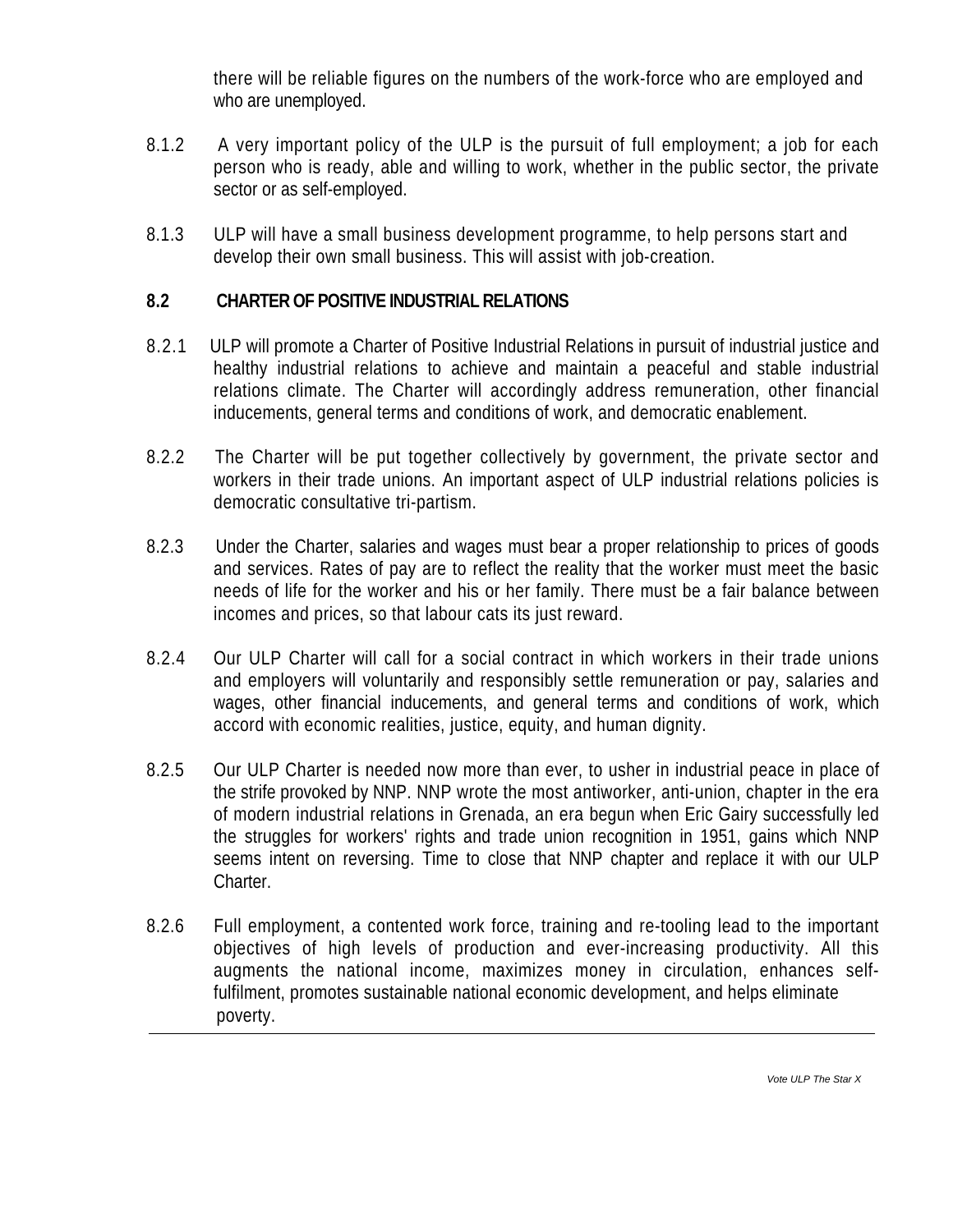there will be reliable figures on the numbers of the work-force who are employed and who are unemployed.

8.1.2 A very important policy of the ULP is the pursuit of full employment; a job for each person who is ready, able and willing to work, whether in the public sector, the private sector or as self-employed.

8.1.3 ULP will have a small business development programme, to help persons start and develop their own small business. This will assist with job-creation.

### 8.2 CHARTER OF POSITIVE INDUSTRIAL RELATIONS

8.2.1 ULP will promote a Charter of Positive Industrial Relations in pursuit of industrial justice and healthy industrial relations to achieve and maintain a peaceful and stable industrial relations climate. The Charter will accordingly address remuneration, other financial inducements, general terms and conditions of work, and democratic enablement.

8.2.2 The Charter will be put together collectively by government, the private sector and workers in their trade unions. An important aspect of ULP industrial relations policies is democratic consultative tri-partism.

8.2.3 Under the Charter, salaries and wages must bear a proper relationship to prices of goods and services. Rates of pay are to reflect the reality that the worker must meet the basic needs of life for the worker and his or her family. There must be a fair balance between incomes and prices, so that labour cats its just reward.

8.2.4 Our ULP Charter will call for a social contract in which workers in their trade unions and employers will voluntarily and responsibly settle remuneration or pay, salaries and wages, other financial inducements, and general terms and conditions of work, which accord with economic realities, justice, equity, and human dignity.

8.2.5 Our ULP Charter is needed now more than ever, to usher in industrial peace in place of the strife provoked by NNP. NNP wrote the most antiworker, anti-union, chapter in the era of modern industrial relations in Grenada, an era begun when Eric Gairy successfully led the struggles for workers' rights and trade union recognition in 1951, gains which NNP seems intent on reversing. Time to close that NNP chapter and replace it with our ULP Charter.

8.2.6 Full employment, a contented work force, training and re-tooling lead to the important objectives of high levels of production and ever-increasing productivity. All this augments the national income, maximizes money in circulation, enhances self-fulfilment, promotes sustainable national economic development, and helps eliminate poverty.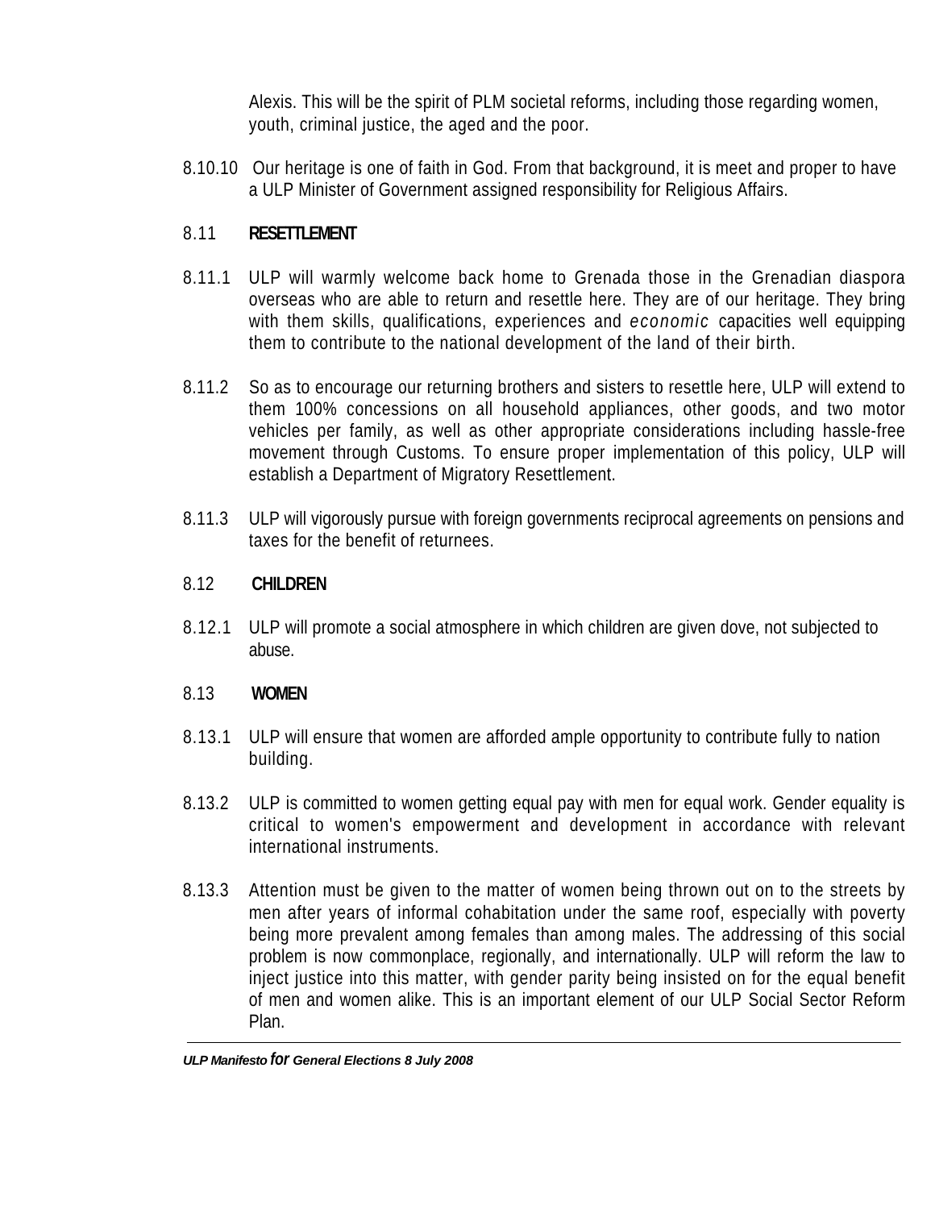Alexis. This will be the spirit of PLM societal reforms, including those regarding women, youth, criminal justice, the aged and the poor.

8.10.10 Our heritage is one of faith in God. From that background, it is meet and proper to have a ULP Minister of Government assigned responsibility for Religious Affairs.

## 8.11 RESETTLEMENT

8.11.1 ULP will warmly welcome back home to Grenada those in the Grenadian diaspora overseas who are able to return and resettle here. They are of our heritage. They bring with them skills, qualifications, experiences and *economic* capacities well equipping them to contribute to the national development of the land of their birth.

8.11.2 So as to encourage our returning brothers and sisters to resettle here, ULP will extend to them 100% concessions on all household appliances, other goods, and two motor vehicles per family, as well as other appropriate considerations including hassle-free movement through Customs. To ensure proper implementation of this policy, ULP will establish a Department of Migratory Resettlement.

8.11.3 ULP will vigorously pursue with foreign governments reciprocal agreements on pensions and taxes for the benefit of returnees.

## 8.12 CHILDREN

8.12.1 ULP will promote a social atmosphere in which children are given dove, not subjected to abuse.

## 8.13 WOMEN

8.13.1 ULP will ensure that women are afforded ample opportunity to contribute fully to nation building.

8.13.2 ULP is committed to women getting equal pay with men for equal work. Gender equality is critical to women's empowerment and development in accordance with relevant international instruments.

8.13.3 Attention must be given to the matter of women being thrown out on to the streets by men after years of informal cohabitation under the same roof, especially with poverty being more prevalent among females than among males. The addressing of this social problem is now commonplace, regionally, and internationally. ULP will reform the law to inject justice into this matter, with gender parity being insisted on for the equal benefit of men and women alike. This is an important element of our ULP Social Sector Reform Plan.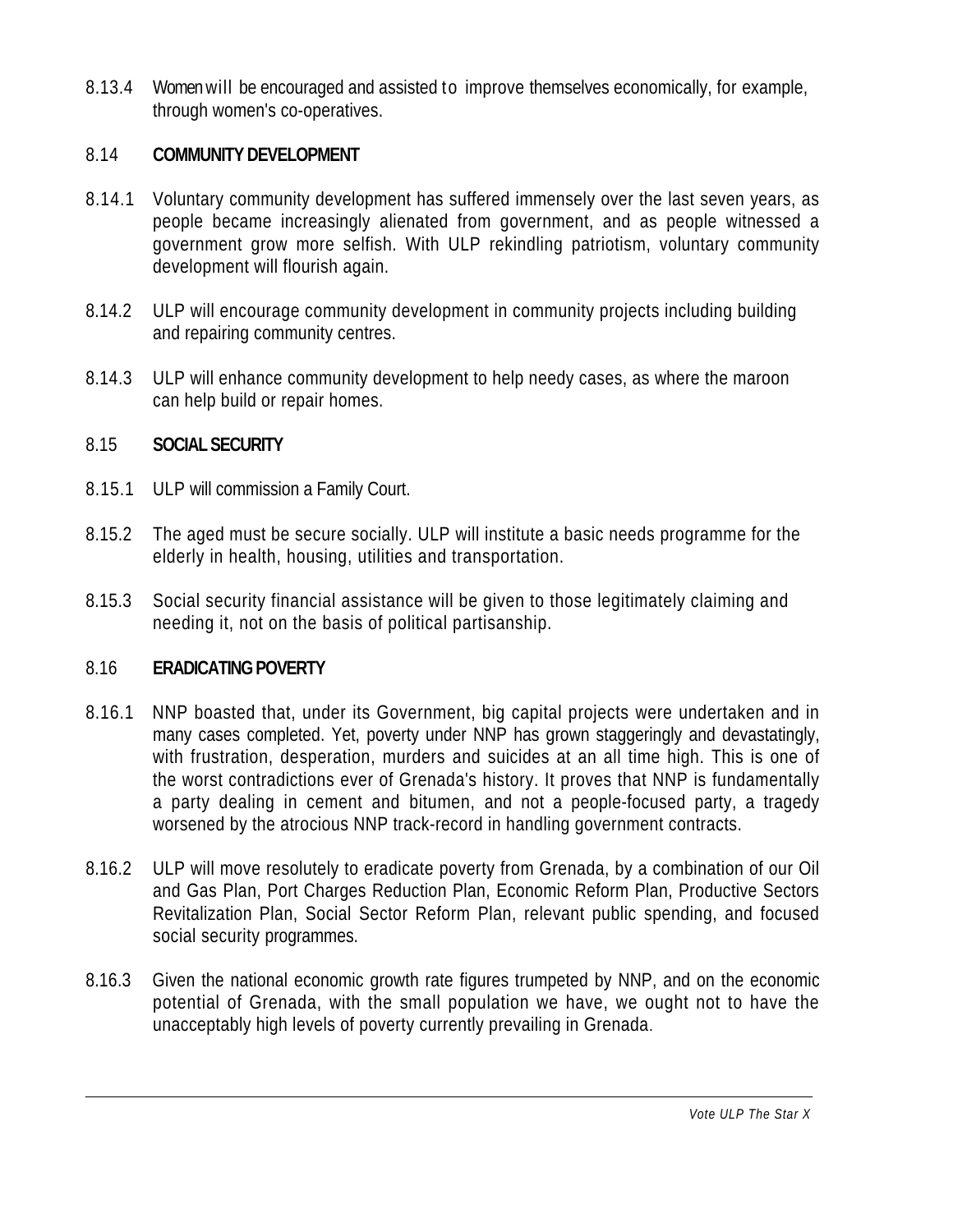8.13.4 Women will be encouraged and assisted to improve themselves economically, for example, through women's co-operatives.

## 8.14 COMMUNITY DEVELOPMENT

8.14.1 Voluntary community development has suffered immensely over the last seven years, as people became increasingly alienated from government, and as people witnessed a government grow more selfish. With ULP rekindling patriotism, voluntary community development will flourish again.

8.14.2 ULP will encourage community development in community projects including building and repairing community centres.

8.14.3 ULP will enhance community development to help needy cases, as where the maroon can help build or repair homes.

## 8.15 SOCIAL SECURITY

8.15.1 ULP will commission a Family Court.

8.15.2 The aged must be secure socially. ULP will institute a basic needs programme for the elderly in health, housing, utilities and transportation.

8.15.3 Social security financial assistance will be given to those legitimately claiming and needing it, not on the basis of political partisanship.

## 8.16 ERADICATING POVERTY

8.16.1 NNP boasted that, under its Government, big capital projects were undertaken and in many cases completed. Yet, poverty under NNP has grown staggeringly and devastatingly, with frustration, desperation, murders and suicides at an all time high. This is one of the worst contradictions ever of Grenada's history. It proves that NNP is fundamentally a party dealing in cement and bitumen, and not a people-focused party, a tragedy worsened by the atrocious NNP track-record in handling government contracts.

8.16.2 ULP will move resolutely to eradicate poverty from Grenada, by a combination of our Oil and Gas Plan, Port Charges Reduction Plan, Economic Reform Plan, Productive Sectors Revitalization Plan, Social Sector Reform Plan, relevant public spending, and focused social security programmes.

8.16.3 Given the national economic growth rate figures trumpeted by NNP, and on the economic potential of Grenada, with the small population we have, we ought not to have the unacceptably high levels of poverty currently prevailing in Grenada.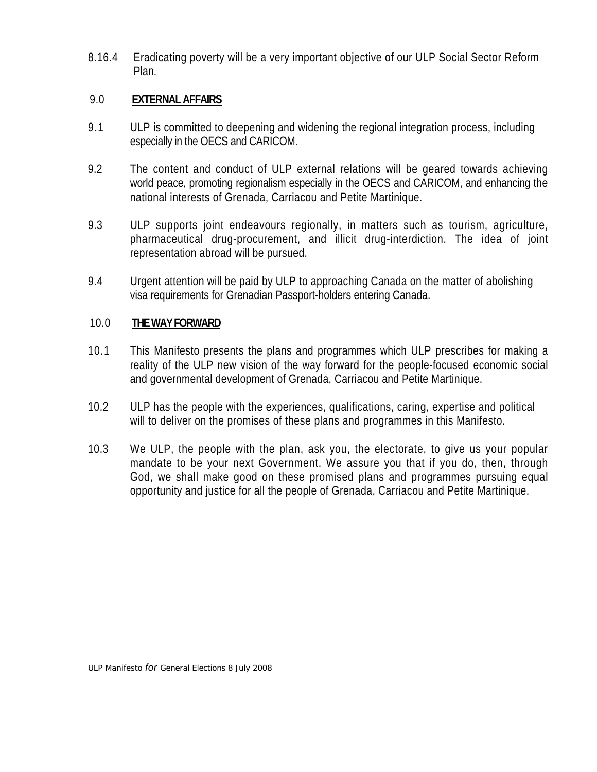8.16.4 Eradicating poverty will be a very important objective of our ULP Social Sector Reform Plan.

## 9.0 EXTERNAL AFFAIRS

9.1 ULP is committed to deepening and widening the regional integration process, including especially in the OECS and CARICOM.

9.2 The content and conduct of ULP external relations will be geared towards achieving world peace, promoting regionalism especially in the OECS and CARICOM, and enhancing the national interests of Grenada, Carriacou and Petite Martinique.

9.3 ULP supports joint endeavours regionally, in matters such as tourism, agriculture, pharmaceutical drug-procurement, and illicit drug-interdiction. The idea of joint representation abroad will be pursued.

9.4 Urgent attention will be paid by ULP to approaching Canada on the matter of abolishing visa requirements for Grenadian Passport-holders entering Canada.

## 10.0 THE WAY FORWARD

10.1 This Manifesto presents the plans and programmes which ULP prescribes for making a reality of the ULP new vision of the way forward for the people-focused economic social and governmental development of Grenada, Carriacou and Petite Martinique.

10.2 ULP has the people with the experiences, qualifications, caring, expertise and political will to deliver on the promises of these plans and programmes in this Manifesto.

10.3 We ULP, the people with the plan, ask you, the electorate, to give us your popular mandate to be your next Government. We assure you that if you do, then, through God, we shall make good on these promised plans and programmes pursuing equal opportunity and justice for all the people of Grenada, Carriacou and Petite Martinique.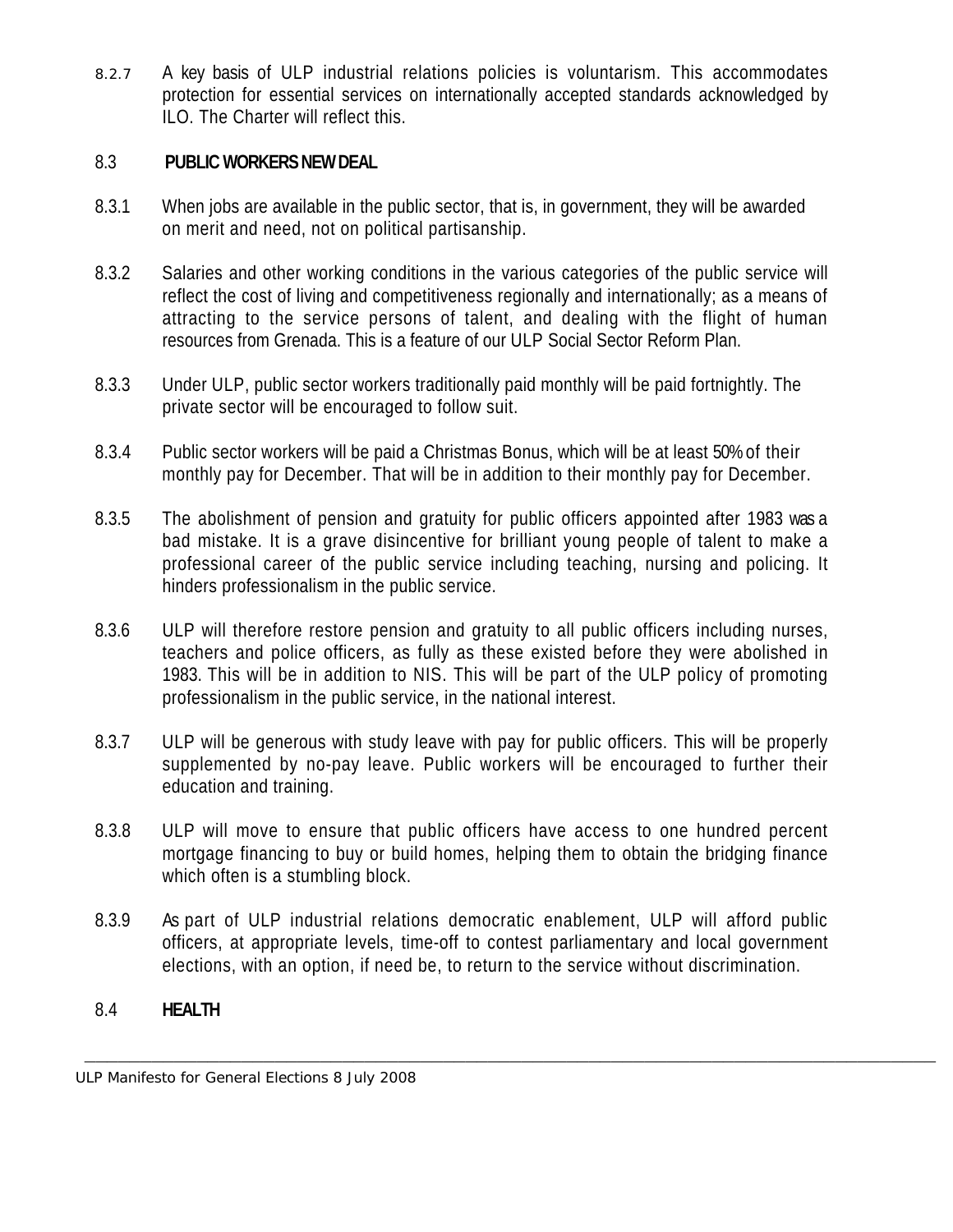8.2.7 A key basis of ULP industrial relations policies is voluntarism. This accommodates protection for essential services on internationally accepted standards acknowledged by ILO. The Charter will reflect this.

## 8.3 PUBLIC WORKERS NEW DEAL

8.3.1 When jobs are available in the public sector, that is, in government, they will be awarded on merit and need, not on political partisanship.

8.3.2 Salaries and other working conditions in the various categories of the public service will reflect the cost of living and competitiveness regionally and internationally; as a means of attracting to the service persons of talent, and dealing with the flight of human resources from Grenada. This is a feature of our ULP Social Sector Reform Plan.

8.3.3 Under ULP, public sector workers traditionally paid monthly will be paid fortnightly. The private sector will be encouraged to follow suit.

8.3.4 Public sector workers will be paid a Christmas Bonus, which will be at least 50% of their monthly pay for December. That will be in addition to their monthly pay for December.

8.3.5 The abolishment of pension and gratuity for public officers appointed after 1983 was a bad mistake. It is a grave disincentive for brilliant young people of talent to make a professional career of the public service including teaching, nursing and policing. It hinders professionalism in the public service.

8.3.6 ULP will therefore restore pension and gratuity to all public officers including nurses, teachers and police officers, as fully as these existed before they were abolished in 1983. This will be in addition to NIS. This will be part of the ULP policy of promoting professionalism in the public service, in the national interest.

8.3.7 ULP will be generous with study leave with pay for public officers. This will be properly supplemented by no-pay leave. Public workers will be encouraged to further their education and training.

8.3.8 ULP will move to ensure that public officers have access to one hundred percent mortgage financing to buy or build homes, helping them to obtain the bridging finance which often is a stumbling block.

8.3.9 As part of ULP industrial relations democratic enablement, ULP will afford public officers, at appropriate levels, time-off to contest parliamentary and local government elections, with an option, if need be, to return to the service without discrimination.

## 8.4 HEALTH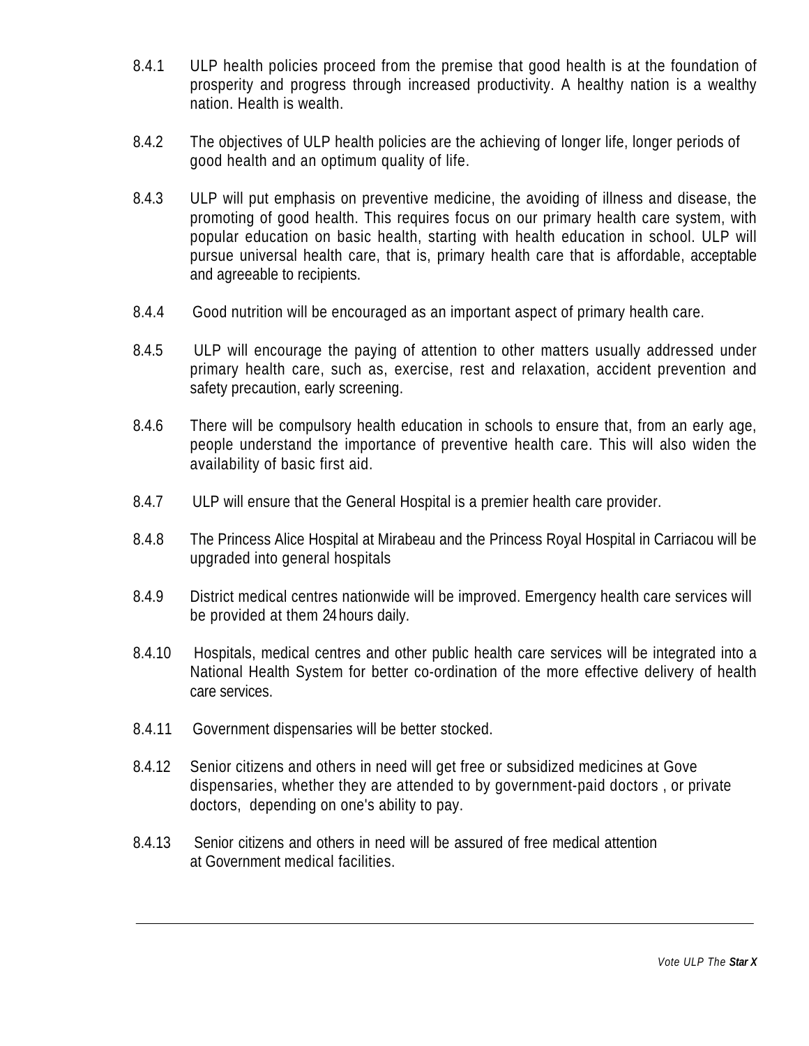8.4.1 ULP health policies proceed from the premise that good health is at the foundation of prosperity and progress through increased productivity. A healthy nation is a wealthy nation. Health is wealth.

8.4.2 The objectives of ULP health policies are the achieving of longer life, longer periods of good health and an optimum quality of life.

8.4.3 ULP will put emphasis on preventive medicine, the avoiding of illness and disease, the promoting of good health. This requires focus on our primary health care system, with popular education on basic health, starting with health education in school. ULP will pursue universal health care, that is, primary health care that is affordable, acceptable and agreeable to recipients.

8.4.4 Good nutrition will be encouraged as an important aspect of primary health care.

8.4.5 ULP will encourage the paying of attention to other matters usually addressed under primary health care, such as, exercise, rest and relaxation, accident prevention and safety precaution, early screening.

8.4.6 There will be compulsory health education in schools to ensure that, from an early age, people understand the importance of preventive health care. This will also widen the availability of basic first aid.

8.4.7 ULP will ensure that the General Hospital is a premier health care provider.

8.4.8 The Princess Alice Hospital at Mirabeau and the Princess Royal Hospital in Carriacou will be upgraded into general hospitals

8.4.9 District medical centres nationwide will be improved. Emergency health care services will be provided at them 24 hours daily.

8.4.10 Hospitals, medical centres and other public health care services will be integrated into a National Health System for better co-ordination of the more effective delivery of health care services.

8.4.11 Government dispensaries will be better stocked.

8.4.12 Senior citizens and others in need will get free or subsidized medicines at Gove dispensaries, whether they are attended to by government-paid doctors , or private doctors, depending on one's ability to pay.

8.4.13 Senior citizens and others in need will be assured of free medical attention at Government medical facilities.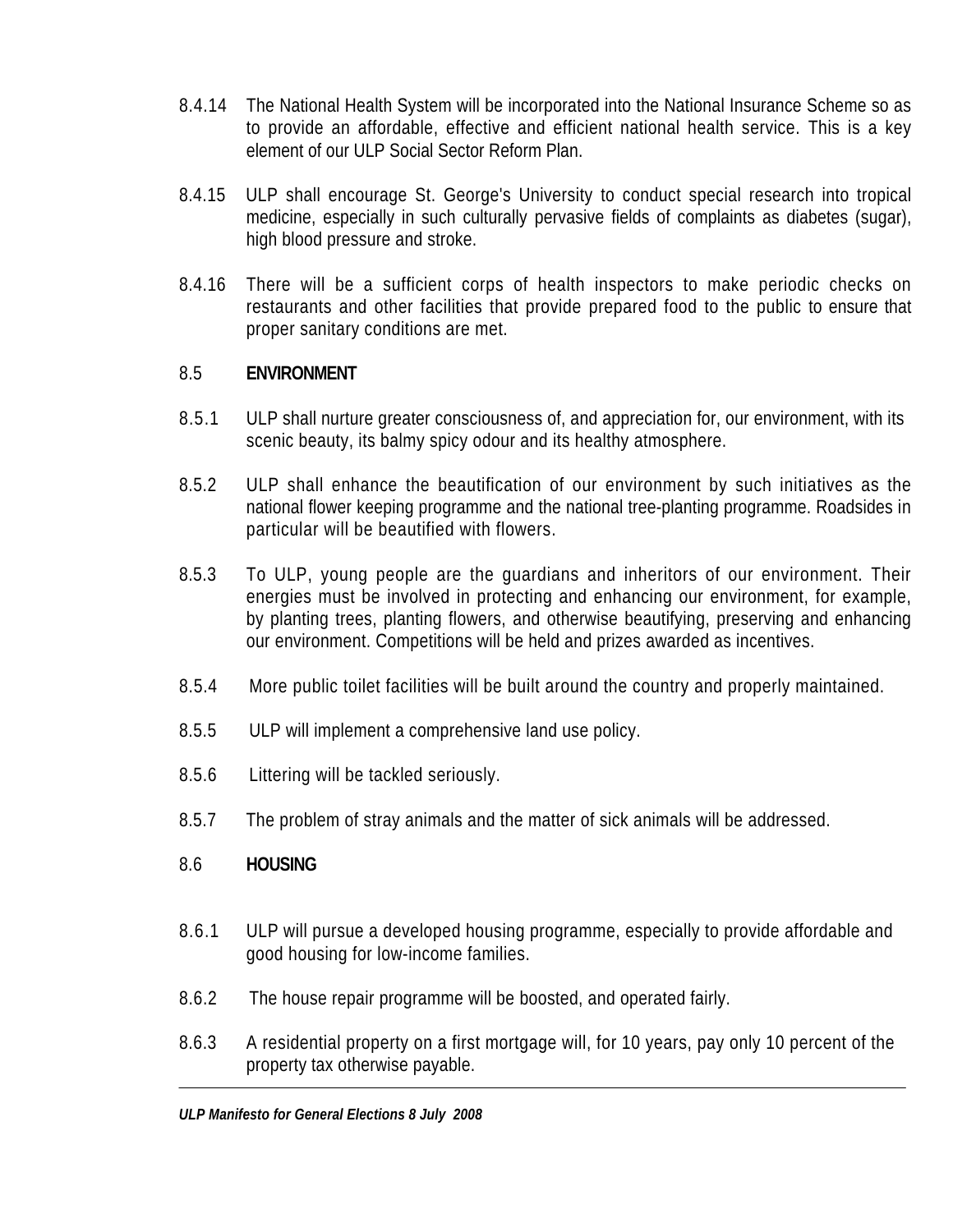8.4.14 The National Health System will be incorporated into the National Insurance Scheme so as to provide an affordable, effective and efficient national health service. This is a key element of our ULP Social Sector Reform Plan.

8.4.15 ULP shall encourage St. George's University to conduct special research into tropical medicine, especially in such culturally pervasive fields of complaints as diabetes (sugar), high blood pressure and stroke.

8.4.16 There will be a sufficient corps of health inspectors to make periodic checks on restaurants and other facilities that provide prepared food to the public to ensure that proper sanitary conditions are met.

## 8.5 ENVIRONMENT

8.5.1 ULP shall nurture greater consciousness of, and appreciation for, our environment, with its scenic beauty, its balmy spicy odour and its healthy atmosphere.

8.5.2 ULP shall enhance the beautification of our environment by such initiatives as the national flower keeping programme and the national tree-planting programme. Roadsides in particular will be beautified with flowers.

8.5.3 To ULP, young people are the guardians and inheritors of our environment. Their energies must be involved in protecting and enhancing our environment, for example, by planting trees, planting flowers, and otherwise beautifying, preserving and enhancing our environment. Competitions will be held and prizes awarded as incentives.

8.5.4 More public toilet facilities will be built around the country and properly maintained.

8.5.5 ULP will implement a comprehensive land use policy.

8.5.6 Littering will be tackled seriously.

8.5.7 The problem of stray animals and the matter of sick animals will be addressed.

## 8.6 HOUSING

8.6.1 ULP will pursue a developed housing programme, especially to provide affordable and good housing for low-income families.

8.6.2 The house repair programme will be boosted, and operated fairly.

8.6.3 A residential property on a first mortgage will, for 10 years, pay only 10 percent of the property tax otherwise payable.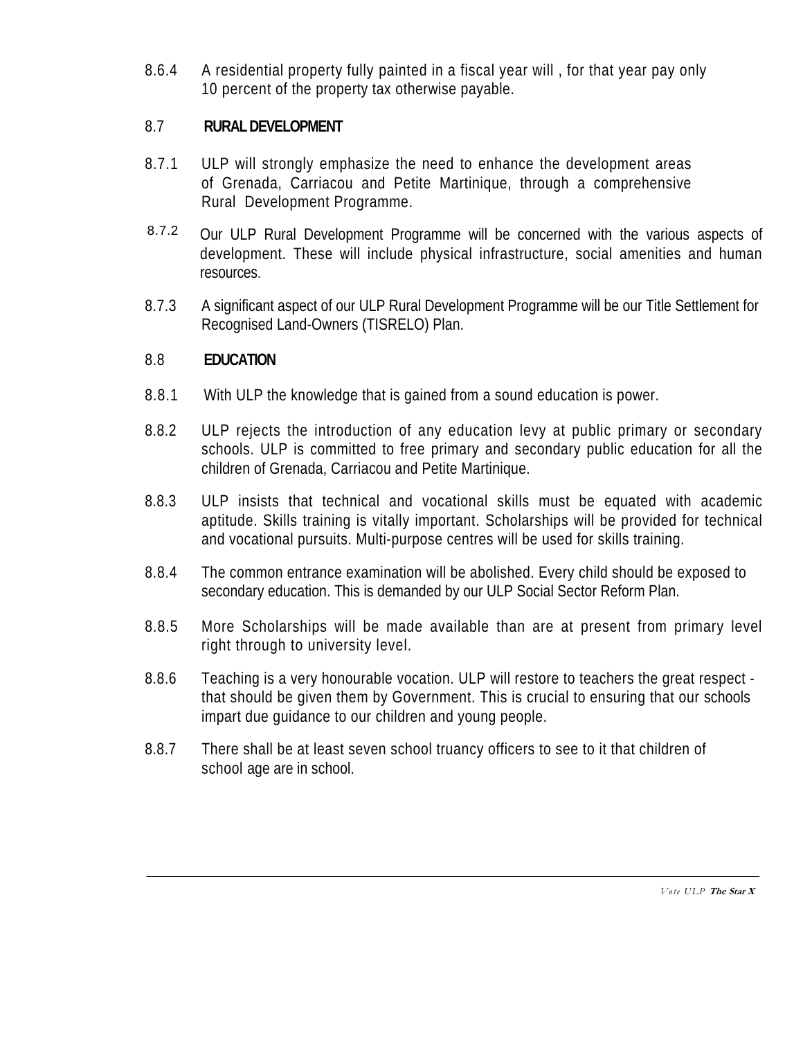8.6.4 A residential property fully painted in a fiscal year will , for that year pay only 10 percent of the property tax otherwise payable.

## 8.7 RURAL DEVELOPMENT

8.7.1 ULP will strongly emphasize the need to enhance the development areas of Grenada, Carriacou and Petite Martinique, through a comprehensive Rural Development Programme.

8.7.2 Our ULP Rural Development Programme will be concerned with the various aspects of development. These will include physical infrastructure, social amenities and human resources.

8.7.3 A significant aspect of our ULP Rural Development Programme will be our Title Settlement for Recognised Land-Owners (TISRELO) Plan.

## 8.8 EDUCATION

8.8.1 With ULP the knowledge that is gained from a sound education is power.

8.8.2 ULP rejects the introduction of any education levy at public primary or secondary schools. ULP is committed to free primary and secondary public education for all the children of Grenada, Carriacou and Petite Martinique.

8.8.3 ULP insists that technical and vocational skills must be equated with academic aptitude. Skills training is vitally important. Scholarships will be provided for technical and vocational pursuits. Multi-purpose centres will be used for skills training.

8.8.4 The common entrance examination will be abolished. Every child should be exposed to secondary education. This is demanded by our ULP Social Sector Reform Plan.

8.8.5 More Scholarships will be made available than are at present from primary level right through to university level.

8.8.6 Teaching is a very honourable vocation. ULP will restore to teachers the great respect - that should be given them by Government. This is crucial to ensuring that our schools impart due guidance to our children and young people.

8.8.7 There shall be at least seven school truancy officers to see to it that children of school age are in school.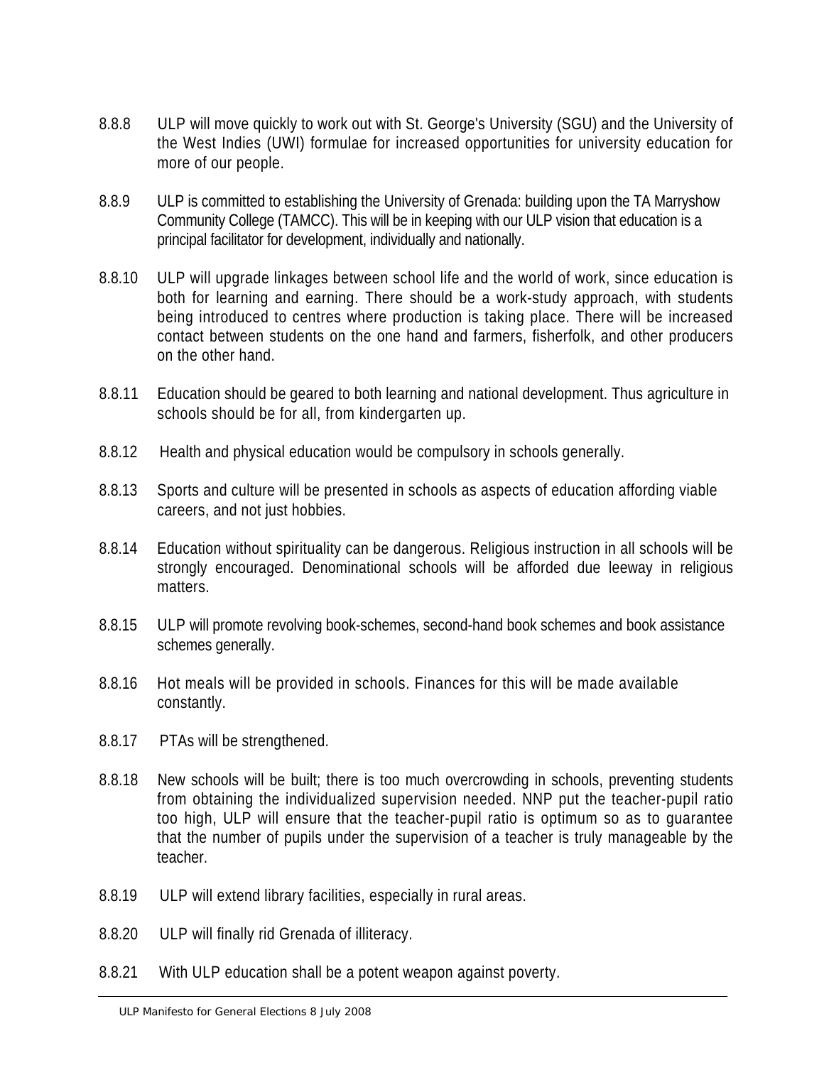8.8.8 ULP will move quickly to work out with St. George's University (SGU) and the University of the West Indies (UWI) formulae for increased opportunities for university education for more of our people.

8.8.9 ULP is committed to establishing the University of Grenada: building upon the TA Marryshow Community College (TAMCC). This will be in keeping with our ULP vision that education is a principal facilitator for development, individually and nationally.

8.8.10 ULP will upgrade linkages between school life and the world of work, since education is both for learning and earning. There should be a work-study approach, with students being introduced to centres where production is taking place. There will be increased contact between students on the one hand and farmers, fisherfolk, and other producers on the other hand.

8.8.11 Education should be geared to both learning and national development. Thus agriculture in schools should be for all, from kindergarten up.

8.8.12 Health and physical education would be compulsory in schools generally.

8.8.13 Sports and culture will be presented in schools as aspects of education affording viable careers, and not just hobbies.

8.8.14 Education without spirituality can be dangerous. Religious instruction in all schools will be strongly encouraged. Denominational schools will be afforded due leeway in religious matters.

8.8.15 ULP will promote revolving book-schemes, second-hand book schemes and book assistance schemes generally.

8.8.16 Hot meals will be provided in schools. Finances for this will be made available constantly.

8.8.17 PTAs will be strengthened.

8.8.18 New schools will be built; there is too much overcrowding in schools, preventing students from obtaining the individualized supervision needed. NNP put the teacher-pupil ratio too high, ULP will ensure that the teacher-pupil ratio is optimum so as to guarantee that the number of pupils under the supervision of a teacher is truly manageable by the teacher.

8.8.19 ULP will extend library facilities, especially in rural areas.

8.8.20 ULP will finally rid Grenada of illiteracy.

8.8.21 With ULP education shall be a potent weapon against poverty.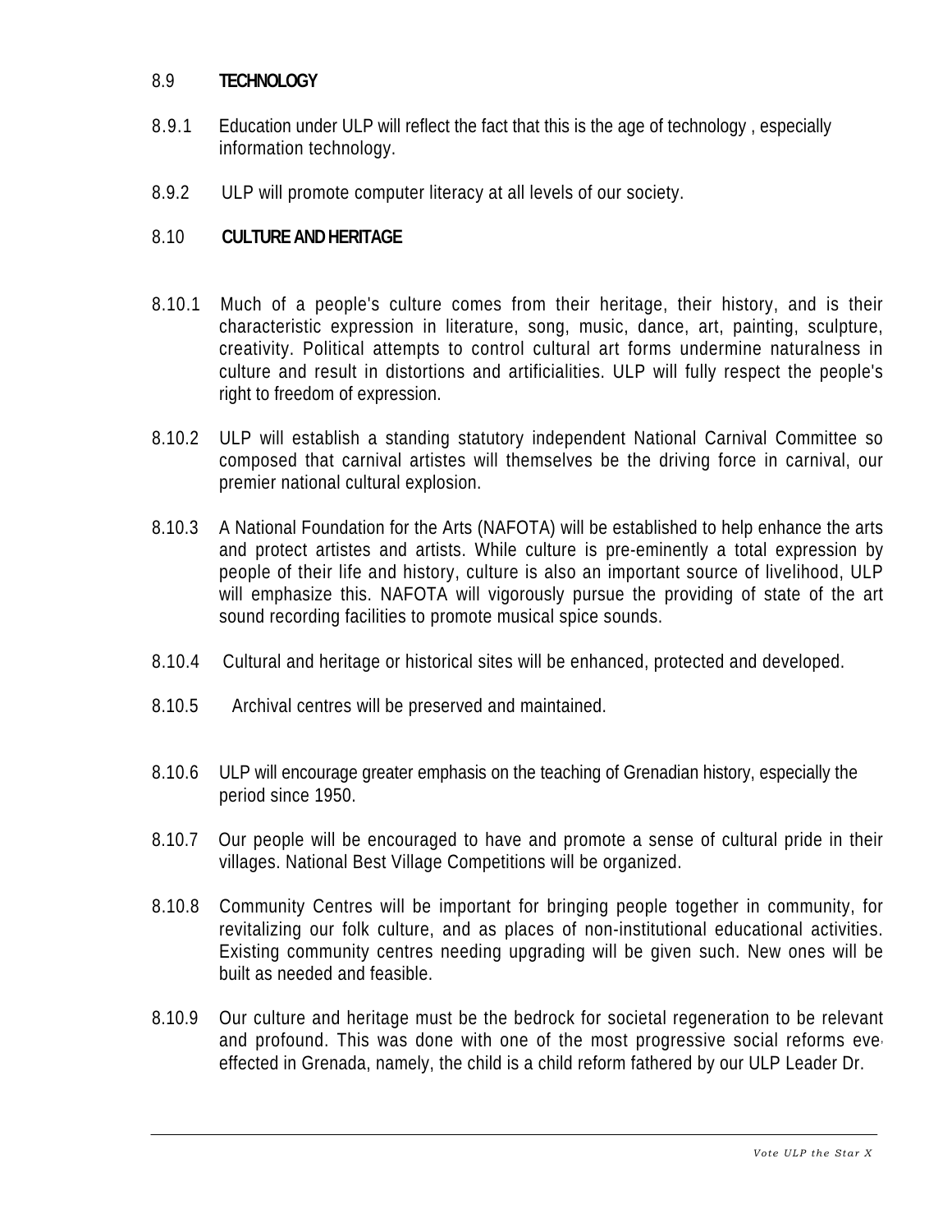## 8.9 TECHNOLOGY

8.9.1 Education under ULP will reflect the fact that this is the age of technology , especially information technology.

8.9.2 ULP will promote computer literacy at all levels of our society.

## 8.10 CULTURE AND HERITAGE

8.10.1 Much of a people's culture comes from their heritage, their history, and is their characteristic expression in literature, song, music, dance, art, painting, sculpture, creativity. Political attempts to control cultural art forms undermine naturalness in culture and result in distortions and artificialities. ULP will fully respect the people's right to freedom of expression.

8.10.2 ULP will establish a standing statutory independent National Carnival Committee so composed that carnival artistes will themselves be the driving force in carnival, our premier national cultural explosion.

8.10.3 A National Foundation for the Arts (NAFOTA) will be established to help enhance the arts and protect artistes and artists. While culture is pre-eminently a total expression by people of their life and history, culture is also an important source of livelihood, ULP will emphasize this. NAFOTA will vigorously pursue the providing of state of the art sound recording facilities to promote musical spice sounds.

8.10.4 Cultural and heritage or historical sites will be enhanced, protected and developed.

8.10.5 Archival centres will be preserved and maintained.

8.10.6 ULP will encourage greater emphasis on the teaching of Grenadian history, especially the period since 1950.

8.10.7 Our people will be encouraged to have and promote a sense of cultural pride in their villages. National Best Village Competitions will be organized.

8.10.8 Community Centres will be important for bringing people together in community, for revitalizing our folk culture, and as places of non-institutional educational activities. Existing community centres needing upgrading will be given such. New ones will be built as needed and feasible.

8.10.9 Our culture and heritage must be the bedrock for societal regeneration to be relevant and profound. This was done with one of the most progressive social reforms ever effected in Grenada, namely, the child is a child reform fathered by our ULP Leader Dr.